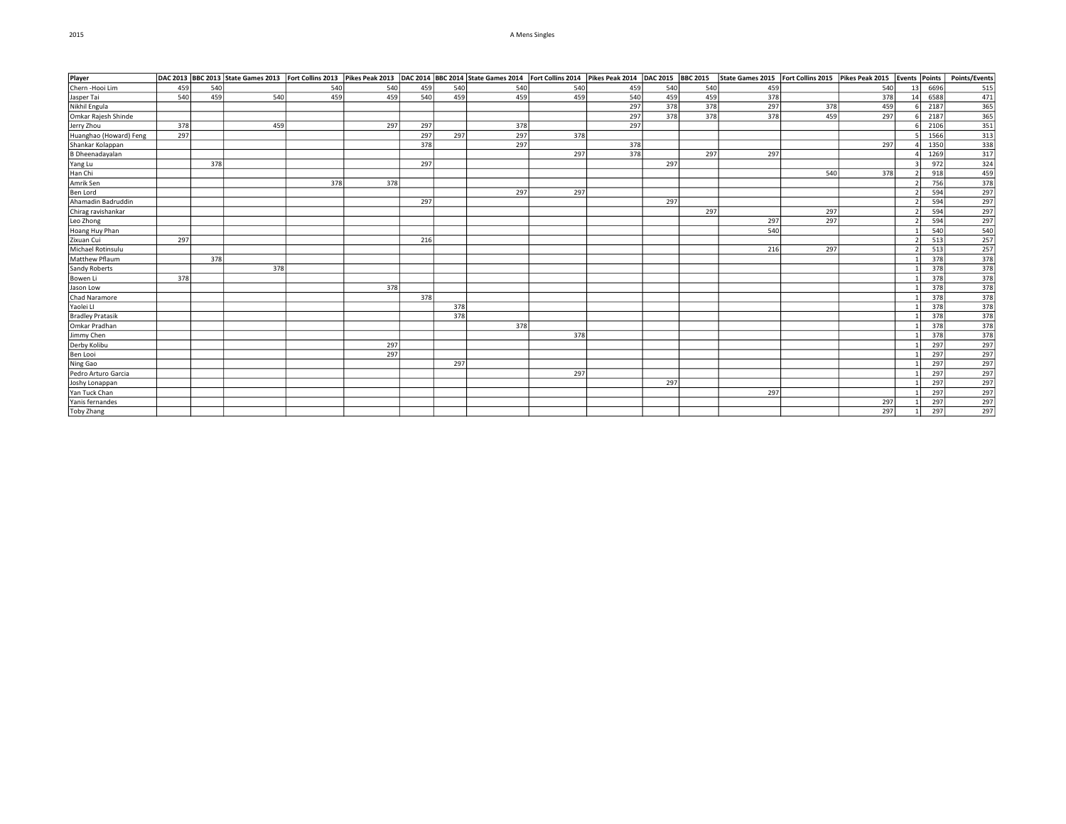2015

# A Mens Singles

| Player | DAC 2013 | BBC 2013 | State Games 2013 | Fort Collins 2013 | Pikes Peak 2013 | DAC 2014 | BBC 2014 | State Games 2014 | Fort Collins 2014 | Pikes Peak 2014 | DAC 2015 | BBC 2015 | State Games 2015 | Fort Collins 2015 | Pikes Peak 2015 | Events | Points | Points/Events |
|---|---|---|---|---|---|---|---|---|---|---|---|---|---|---|---|---|---|---|
| Chern -Hooi Lim | 459 | 540 | | 540 | 540 | 459 | 540 | 540 | 540 | 459 | 540 | 540 | 459 | | 540 | 13 | 6696 | 515 |
| Jasper Tai | 540 | 459 | 540 | 459 | 459 | 540 | 459 | 459 | 459 | 540 | 459 | 459 | 378 | | 378 | 14 | 6588 | 471 |
| Nikhil Engula | | | | | | | | | | 297 | 378 | 378 | 297 | 378 | 459 | 6 | 2187 | 365 |
| Omkar Rajesh Shinde | | | | | | | | | | 297 | 378 | 378 | 378 | 459 | 297 | 6 | 2187 | 365 |
| Jerry Zhou | 378 | | 459 | | 297 | 297 | | 378 | | 297 | | | | | | 6 | 2106 | 351 |
| Huanghao (Howard) Feng | 297 | | | | | 297 | 297 | 297 | 378 | | | | | | | 5 | 1566 | 313 |
| Shankar Kolappan | | | | | | 378 | | 297 | | 378 | | | | | 297 | 4 | 1350 | 338 |
| B Dheenadayalan | | | | | | | | | 297 | 378 | | 297 | 297 | | | 4 | 1269 | 317 |
| Yang Lu | | 378 | | | | 297 | | | | | 297 | | | | | 3 | 972 | 324 |
| Han Chi | | | | | | | | | | | | | | 540 | 378 | 2 | 918 | 459 |
| Amrik Sen | | | | 378 | 378 | | | | | | | | | | | 2 | 756 | 378 |
| Ben Lord | | | | | | | | 297 | 297 | | | | | | | 2 | 594 | 297 |
| Ahamadin Badruddin | | | | | | 297 | | | | | 297 | | | | | 2 | 594 | 297 |
| Chirag ravishankar | | | | | | | | | | | | 297 | | 297 | | 2 | 594 | 297 |
| Leo Zhong | | | | | | | | | | | | | 297 | 297 | | 2 | 594 | 297 |
| Hoang Huy Phan | | | | | | | | | | | | | 540 | | | 1 | 540 | 540 |
| Zixuan Cui | 297 | | | | | 216 | | | | | | | | | | 2 | 513 | 257 |
| Michael Rotinsulu | | | | | | | | | | | | | 216 | 297 | | 2 | 513 | 257 |
| Matthew Pflaum | | 378 | | | | | | | | | | | | | | 1 | 378 | 378 |
| Sandy Roberts | | | 378 | | | | | | | | | | | | | 1 | 378 | 378 |
| Bowen Li | 378 | | | | | | | | | | | | | | | 1 | 378 | 378 |
| Jason Low | | | | | 378 | | | | | | | | | | | 1 | 378 | 378 |
| Chad Naramore | | | | | | 378 | | | | | | | | | | 1 | 378 | 378 |
| Yaolei LI | | | | | | | 378 | | | | | | | | | 1 | 378 | 378 |
| Bradley Pratasik | | | | | | | 378 | | | | | | | | | 1 | 378 | 378 |
| Omkar Pradhan | | | | | | | | 378 | | | | | | | | 1 | 378 | 378 |
| Jimmy Chen | | | | | | | | | 378 | | | | | | | 1 | 378 | 378 |
| Derby Kolibu | | | | | 297 | | | | | | | | | | | 1 | 297 | 297 |
| Ben Looi | | | | | 297 | | | | | | | | | | | 1 | 297 | 297 |
| Ning Gao | | | | | | | 297 | | | | | | | | | 1 | 297 | 297 |
| Pedro Arturo Garcia | | | | | | | | | 297 | | | | | | | 1 | 297 | 297 |
| Joshy Lonappan | | | | | | | | | | | 297 | | | | | 1 | 297 | 297 |
| Yan Tuck Chan | | | | | | | | | | | | | 297 | | | 1 | 297 | 297 |
| Yanis fernandes | | | | | | | | | | | | | | | 297 | 1 | 297 | 297 |
| Toby Zhang | | | | | | | | | | | | | | | 297 | 1 | 297 | 297 |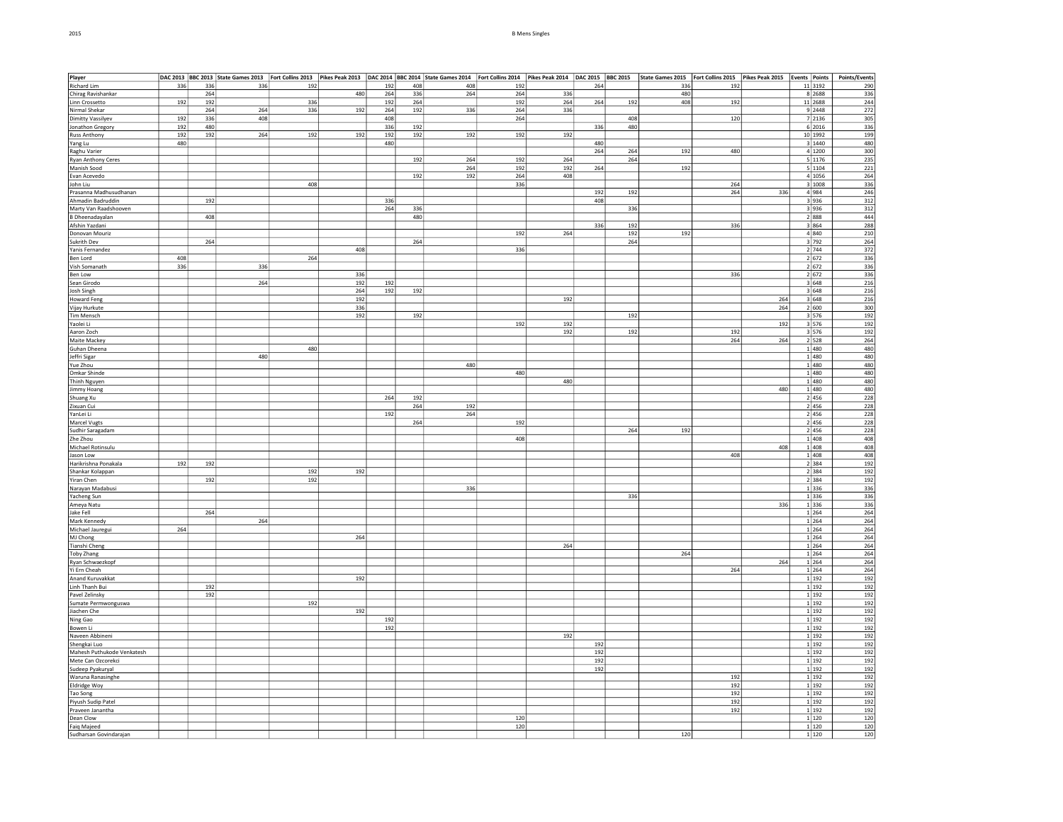# B Mens Singles

| Player | DAC 2013 | BBC 2013 | State Games 2013 | Fort Collins 2013 | Pikes Peak 2013 | DAC 2014 | BBC 2014 | State Games 2014 | Fort Collins 2014 | Pikes Peak 2014 | DAC 2015 | BBC 2015 | State Games 2015 | Fort Collins 2015 | Pikes Peak 2015 | Events | Points | Points/Events |
|---|---|---|---|---|---|---|---|---|---|---|---|---|---|---|---|---|---|---|
| Richard Lim | 336 | 336 | 336 | 192 | | 192 | 408 | 408 | 192 | | 264 | | 336 | 192 | | 11 | 3192 | 290 |
| Chirag Ravishankar | | 264 | | | 480 | 264 | 336 | 264 | 264 | 336 | | | 480 | | | 8 | 2688 | 336 |
| Linn Crossetto | 192 | 192 | | 336 | | 192 | 264 | | 192 | 264 | 264 | 192 | 408 | 192 | | 11 | 2688 | 244 |
| Nirmal Shekar | | 264 | 264 | 336 | 192 | 264 | 192 | 336 | 264 | 336 | | | | | | 9 | 2448 | 272 |
| Dimitty Vassilyev | 192 | 336 | 408 | | | 408 | | | 264 | | | 408 | | 120 | | 7 | 2136 | 305 |
| Jonathon Gregory | 192 | 480 | | | | 336 | 192 | | | | 336 | 480 | | | | 6 | 2016 | 336 |
| Russ Anthony | 192 | 192 | 264 | 192 | 192 | 192 | 192 | 192 | 192 | 192 | | | | | | 10 | 1992 | 199 |
| Yang Lu | 480 | | | | | 480 | | | | | 480 | | | | | 3 | 1440 | 480 |
| Raghu Varier | | | | | | | | | | | 264 | 264 | 192 | 480 | | 4 | 1200 | 300 |
| Ryan Anthony Ceres | | | | | | | 192 | 264 | 192 | 264 | | 264 | | | | 5 | 1176 | 235 |
| Manish Sood | | | | | | | | 264 | 192 | 192 | 264 | | 192 | | | 5 | 1104 | 221 |
| Evan Acevedo | | | | | | | 192 | 192 | 264 | 408 | | | | | | 4 | 1056 | 264 |
| John Liu | | | | 408 | | | | | 336 | | | | | 264 | | 3 | 1008 | 336 |
| Prasanna Madhusudhanan | | | | | | | | | | | 192 | 192 | | 264 | 336 | 4 | 984 | 246 |
| Ahmadin Badruddin | | 192 | | | | 336 | | | | | 408 | | | | | 3 | 936 | 312 |
| Marty Van Raadshooven | | | | | | 264 | 336 | | | | | 336 | | | | 3 | 936 | 312 |
| B Dheenadayalan | | 408 | | | | | 480 | | | | | | | | | 2 | 888 | 444 |
| Afshin Yazdani | | | | | | | | | | | 336 | 192 | | 336 | | 3 | 864 | 288 |
| Donovan Mouriz | | | | | | | | | 192 | 264 | | 192 | 192 | | | 4 | 840 | 210 |
| Sukrith Dev | | 264 | | | | | 264 | | | | | 264 | | | | 3 | 792 | 264 |
| Yanis Fernandez | | | | | 408 | | | | 336 | | | | | | | 2 | 744 | 372 |
| Ben Lord | 408 | | | 264 | | | | | | | | | | | | 2 | 672 | 336 |
| Vish Somanath | 336 | | 336 | | | | | | | | | | | | | 2 | 672 | 336 |
| Ben Low | | | | | 336 | | | | | | | | | 336 | | 2 | 672 | 336 |
| Sean Girodo | | | 264 | | 192 | 192 | | | | | | | | | | 3 | 648 | 216 |
| Josh Singh | | | | | 264 | 192 | 192 | | | | | | | | | 3 | 648 | 216 |
| Howard Feng | | | | | 192 | | | | | 192 | | | | | 264 | 3 | 648 | 216 |
| Vijay Hurkute | | | | | 336 | | | | | | | | | | 264 | 2 | 600 | 300 |
| Tim Mensch | | | | | 192 | | 192 | | | | | 192 | | | | 3 | 576 | 192 |
| Yaolei Li | | | | | | | | | 192 | 192 | | | | | 192 | 3 | 576 | 192 |
| Aaron Zoch | | | | | | | | | | 192 | | 192 | | 192 | | 3 | 576 | 192 |
| Maite Mackey | | | | | | | | | | | | | | 264 | 264 | 2 | 528 | 264 |
| Guhan Dheena | | | | 480 | | | | | | | | | | | | 1 | 480 | 480 |
| Jeffri Sigar | | | 480 | | | | | | | | | | | | | 1 | 480 | 480 |
| Yue Zhou | | | | | | | | 480 | | | | | | | | 1 | 480 | 480 |
| Omkar Shinde | | | | | | | | | 480 | | | | | | | 1 | 480 | 480 |
| Thinh Nguyen | | | | | | | | | | 480 | | | | | | 1 | 480 | 480 |
| Jimmy Hoang | | | | | | | | | | | | | | | 480 | 1 | 480 | 480 |
| Shuang Xu | | | | | | 264 | 192 | | | | | | | | | 2 | 456 | 228 |
| Zixuan Cui | | | | | | | 264 | 192 | | | | | | | | 2 | 456 | 228 |
| YanLei Li | | | | | | 192 | | 264 | | | | | | | | 2 | 456 | 228 |
| Marcel Vugts | | | | | | | 264 | | 192 | | | | | | | 2 | 456 | 228 |
| Sudhir Saragadam | | | | | | | | | | | | 264 | 192 | | | 2 | 456 | 228 |
| Zhe Zhou | | | | | | | | | 408 | | | | | | | 1 | 408 | 408 |
| Michael Rotinsulu | | | | | | | | | | | | | | | 408 | 1 | 408 | 408 |
| Jason Low | | | | | | | | | | | | | | 408 | | 1 | 408 | 408 |
| Harikrishna Ponakala | 192 | 192 | | | | | | | | | | | | | | 2 | 384 | 192 |
| Shankar Kolappan | | | | 192 | 192 | | | | | | | | | | | 2 | 384 | 192 |
| Yiran Chen | | 192 | | 192 | | | | | | | | | | | | 2 | 384 | 192 |
| Narayan Madabusi | | | | | | | | 336 | | | | | | | | 1 | 336 | 336 |
| Yacheng Sun | | | | | | | | | | | | 336 | | | | 1 | 336 | 336 |
| Ameya Natu | | | | | | | | | | | | | | | 336 | 1 | 336 | 336 |
| Jake Fell | | 264 | | | | | | | | | | | | | | 1 | 264 | 264 |
| Mark Kennedy | | | 264 | | | | | | | | | | | | | 1 | 264 | 264 |
| Michael Jauregui | 264 | | | | | | | | | | | | | | | 1 | 264 | 264 |
| MJ Chong | | | | | 264 | | | | | | | | | | | 1 | 264 | 264 |
| Tianshi Cheng | | | | | | | | | | 264 | | | | | | 1 | 264 | 264 |
| Toby Zhang | | | | | | | | | | | | | 264 | | | 1 | 264 | 264 |
| Ryan Schwaezkopf | | | | | | | | | | | | | | | 264 | 1 | 264 | 264 |
| Yi Ern Cheah | | | | | | | | | | | | | | 264 | | 1 | 264 | 264 |
| Anand Kuruvakkat | | | | | 192 | | | | | | | | | | | 1 | 192 | 192 |
| Linh Thanh Bui | | 192 | | | | | | | | | | | | | | 1 | 192 | 192 |
| Pavel Zelinsky | | 192 | | | | | | | | | | | | | | 1 | 192 | 192 |
| Sumate Permwonguswa | | | | 192 | | | | | | | | | | | | 1 | 192 | 192 |
| Jiachen Che | | | | | 192 | | | | | | | | | | | 1 | 192 | 192 |
| Ning Gao | | | | | | 192 | | | | | | | | | | 1 | 192 | 192 |
| Bowen Li | | | | | | 192 | | | | | | | | | | 1 | 192 | 192 |
| Naveen Abbineni | | | | | | | | | | 192 | | | | | | 1 | 192 | 192 |
| Shengkai Luo | | | | | | | | | | | 192 | | | | | 1 | 192 | 192 |
| Mahesh Puthukode Venkatesh | | | | | | | | | | | 192 | | | | | 1 | 192 | 192 |
| Mete Can Ozcorekci | | | | | | | | | | | 192 | | | | | 1 | 192 | 192 |
| Sudeep Pyakuryal | | | | | | | | | | | 192 | | | | | 1 | 192 | 192 |
| Waruna Ranasinghe | | | | | | | | | | | | | | 192 | | 1 | 192 | 192 |
| Eldridge Woy | | | | | | | | | | | | | | 192 | | 1 | 192 | 192 |
| Tao Song | | | | | | | | | | | | | | 192 | | 1 | 192 | 192 |
| Piyush Sudip Patel | | | | | | | | | | | | | | 192 | | 1 | 192 | 192 |
| Praveen Janantha | | | | | | | | | | | | | | 192 | | 1 | 192 | 192 |
| Dean Clow | | | | | | | | | 120 | | | | | | | 1 | 120 | 120 |
| Faiq Majeed | | | | | | | | | 120 | | | | | | | 1 | 120 | 120 |
| Sudharsan Govindarajan | | | | | | | | | | | | | 120 | | | 1 | 120 | 120 |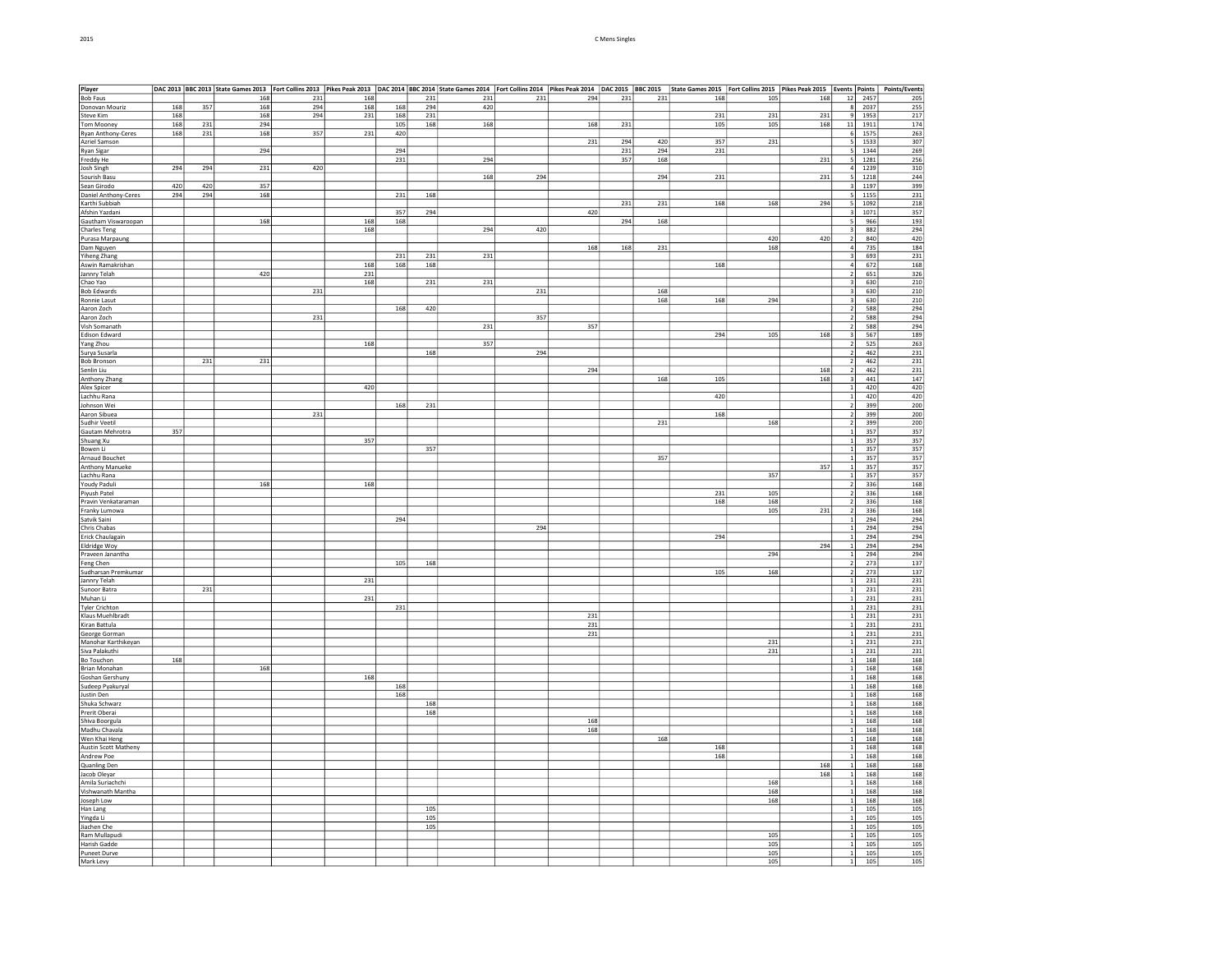2015

# C Mens Singles

| Player | DAC 2013 | BBC 2013 | State Games 2013 | Fort Collins 2013 | Pikes Peak 2013 | DAC 2014 | BBC 2014 | State Games 2014 | Fort Collins 2014 | Pikes Peak 2014 | DAC 2015 | BBC 2015 | State Games 2015 | Fort Collins 2015 | Pikes Peak 2015 | Events | Points | Points/Events |
|---|---|---|---|---|---|---|---|---|---|---|---|---|---|---|---|---|---|---|
| Bob Faus | | | 168 | 231 | 168 | | 231 | 231 | 231 | 294 | 231 | 231 | 168 | 105 | 168 | 12 | 2457 | 205 |
| Donovan Mouriz | 168 | 357 | 168 | 294 | 168 | 168 | 294 | 420 | | | | | | | | 8 | 2037 | 255 |
| Steve Kim | 168 | | 168 | 294 | 231 | 168 | 231 | | | | | | 231 | 231 | 231 | 9 | 1953 | 217 |
| Tom Mooney | 168 | 231 | 294 | | | 105 | 168 | 168 | | 168 | 231 | | 105 | 105 | 168 | 11 | 1911 | 174 |
| Ryan Anthony-Ceres | 168 | 231 | 168 | 357 | 231 | 420 | | | | | | | | | | 6 | 1575 | 263 |
| Azriel Samson | | | | | | | | | | 231 | 294 | 420 | 357 | 231 | | 5 | 1533 | 307 |
| Ryan Sigar | | | 294 | | | 294 | | | | | 231 | 294 | 231 | | | 5 | 1344 | 269 |
| Freddy He | | | | | | 231 | | 294 | | | 357 | 168 | | | 231 | 5 | 1281 | 256 |
| Josh Singh | 294 | 294 | 231 | 420 | | | | | | | | | | | | 4 | 1239 | 310 |
| Sourish Basu | | | | | | | | 168 | 294 | | | 294 | 231 | | 231 | 5 | 1218 | 244 |
| Sean Girodo | 420 | 420 | 357 | | | | | | | | | | | | | 3 | 1197 | 399 |
| Daniel Anthony-Ceres | 294 | 294 | 168 | | | 231 | 168 | | | | | | | | | 5 | 1155 | 231 |
| Karthi Subbiah | | | | | | | | | | | 231 | 231 | 168 | 168 | 294 | 5 | 1092 | 218 |
| Afshin Yazdani | | | | | | 357 | 294 | | | 420 | | | | | | 3 | 1071 | 357 |
| Gautham Viswaroopan | | | 168 | | 168 | 168 | | | | | 294 | 168 | | | | 5 | 966 | 193 |
| Charles Teng | | | | | 168 | | | 294 | 420 | | | | | | | 3 | 882 | 294 |
| Purasa Marpaung | | | | | | | | | | | | | | 420 | 420 | 2 | 840 | 420 |
| Dam Nguyen | | | | | | | | | | 168 | 168 | 231 | | 168 | | 4 | 735 | 184 |
| Yiheng Zhang | | | | | | 231 | 231 | 231 | | | | | | | | 3 | 693 | 231 |
| Aswin Ramakrishan | | | | | 168 | 168 | 168 | | | | | | 168 | | | 4 | 672 | 168 |
| Jannry Telah | | | 420 | | 231 | | | | | | | | | | | 2 | 651 | 326 |
| Chao Yao | | | | | 168 | | 231 | 231 | | | | | | | | 3 | 630 | 210 |
| Bob Edwards | | | | 231 | | | | | 231 | | | 168 | | | | 3 | 630 | 210 |
| Ronnie Lasut | | | | | | | | | | | | 168 | 168 | 294 | | 3 | 630 | 210 |
| Aaron Zoch | | | | | | 168 | 420 | | | | | | | | | 2 | 588 | 294 |
| Aaron Zoch | | | | 231 | | | | | 357 | | | | | | | 2 | 588 | 294 |
| Vish Somanath | | | | | | | | 231 | | 357 | | | | | | 2 | 588 | 294 |
| Edison Edward | | | | | | | | | | | | | 294 | 105 | 168 | 3 | 567 | 189 |
| Yang Zhou | | | | | 168 | | | 357 | | | | | | | | 2 | 525 | 263 |
| Surya Susarla | | | | | | | 168 | | 294 | | | | | | | 2 | 462 | 231 |
| Bob Bronson | | 231 | 231 | | | | | | | | | | | | | 2 | 462 | 231 |
| Senlin Liu | | | | | | | | | | 294 | | | | | 168 | 2 | 462 | 231 |
| Anthony Zhang | | | | | | | | | | | | 168 | 105 | | 168 | 3 | 441 | 147 |
| Alex Spicer | | | | | 420 | | | | | | | | | | | 1 | 420 | 420 |
| Lachhu Rana | | | | | | | | | | | | | 420 | | | 1 | 420 | 420 |
| Johnson Wei | | | | | | 168 | 231 | | | | | | | | | 2 | 399 | 200 |
| Aaron Sibuea | | | | 231 | | | | | | | | | 168 | | | 2 | 399 | 200 |
| Sudhir Veetil | | | | | | | | | | | | 231 | | 168 | | 2 | 399 | 200 |
| Gautam Mehrotra | 357 | | | | | | | | | | | | | | | 1 | 357 | 357 |
| Shuang Xu | | | | | 357 | | | | | | | | | | | 1 | 357 | 357 |
| Bowen Li | | | | | | | 357 | | | | | | | | | 1 | 357 | 357 |
| Arnaud Bouchet | | | | | | | | | | | | 357 | | | | 1 | 357 | 357 |
| Anthony Manueke | | | | | | | | | | | | | | | 357 | 1 | 357 | 357 |
| Lachhu Rana | | | | | | | | | | | | | | 357 | | 1 | 357 | 357 |
| Youdy Paduli | | | 168 | | 168 | | | | | | | | | | | 2 | 336 | 168 |
| Piyush Patel | | | | | | | | | | | | | 231 | 105 | | 2 | 336 | 168 |
| Pravin Venkataraman | | | | | | | | | | | | | 168 | 168 | | 2 | 336 | 168 |
| Franky Lumowa | | | | | | | | | | | | | | 105 | 231 | 2 | 336 | 168 |
| Satvik Saini | | | | | | 294 | | | | | | | | | | 1 | 294 | 294 |
| Chris Chabas | | | | | | | | | 294 | | | | | | | 1 | 294 | 294 |
| Erick Chaulagain | | | | | | | | | | | | | 294 | | | 1 | 294 | 294 |
| Eldridge Woy | | | | | | | | | | | | | | | 294 | 1 | 294 | 294 |
| Praveen Janantha | | | | | | | | | | | | | | 294 | | 1 | 294 | 294 |
| Feng Chen | | | | | | 105 | 168 | | | | | | | | | 2 | 273 | 137 |
| Sudharsan Premkumar | | | | | | | | | | | | | 105 | 168 | | 2 | 273 | 137 |
| Jannry Telah | | | | | 231 | | | | | | | | | | | 1 | 231 | 231 |
| Sunoor Batra | | 231 | | | | | | | | | | | | | | 1 | 231 | 231 |
| Muhan Li | | | | | 231 | | | | | | | | | | | 1 | 231 | 231 |
| Tyler Crichton | | | | | | 231 | | | | | | | | | | 1 | 231 | 231 |
| Klaus Muehlbradt | | | | | | | | | | 231 | | | | | | 1 | 231 | 231 |
| Kiran Battula | | | | | | | | | | 231 | | | | | | 1 | 231 | 231 |
| George Gorman | | | | | | | | | | 231 | | | | | | 1 | 231 | 231 |
| Manohar Karthikeyan | | | | | | | | | | | | | | 231 | | 1 | 231 | 231 |
| Siva Palakuthi | | | | | | | | | | | | | | 231 | | 1 | 231 | 231 |
| Bo Touchon | 168 | | | | | | | | | | | | | | | 1 | 168 | 168 |
| Brian Monahan | | | 168 | | | | | | | | | | | | | 1 | 168 | 168 |
| Goshan Gershuny | | | | | 168 | | | | | | | | | | | 1 | 168 | 168 |
| Sudeep Pyakuryal | | | | | | 168 | | | | | | | | | | 1 | 168 | 168 |
| Justin Den | | | | | | 168 | | | | | | | | | | 1 | 168 | 168 |
| Shuka Schwarz | | | | | | | 168 | | | | | | | | | 1 | 168 | 168 |
| Prerit Oberai | | | | | | | 168 | | | | | | | | | 1 | 168 | 168 |
| Shiva Boorgula | | | | | | | | | | 168 | | | | | | 1 | 168 | 168 |
| Madhu Chavala | | | | | | | | | | 168 | | | | | | 1 | 168 | 168 |
| Wen Khai Heng | | | | | | | | | | | | 168 | | | | 1 | 168 | 168 |
| Austin Scott Matheny | | | | | | | | | | | | | 168 | | | 1 | 168 | 168 |
| Andrew Poe | | | | | | | | | | | | | 168 | | | 1 | 168 | 168 |
| Quanling Den | | | | | | | | | | | | | | | 168 | 1 | 168 | 168 |
| Jacob Oleyar | | | | | | | | | | | | | | | 168 | 1 | 168 | 168 |
| Amila Suriachchi | | | | | | | | | | | | | | 168 | | 1 | 168 | 168 |
| Vishwanath Mantha | | | | | | | | | | | | | | 168 | | 1 | 168 | 168 |
| Joseph Low | | | | | | | | | | | | | | 168 | | 1 | 168 | 168 |
| Han Lang | | | | | | | 105 | | | | | | | | | 1 | 105 | 105 |
| Yingda Li | | | | | | | 105 | | | | | | | | | 1 | 105 | 105 |
| Jiachen Che | | | | | | | 105 | | | | | | | | | 1 | 105 | 105 |
| Ram Mullapudi | | | | | | | | | | | | | | 105 | | 1 | 105 | 105 |
| Harish Gadde | | | | | | | | | | | | | | 105 | | 1 | 105 | 105 |
| Puneet Durve | | | | | | | | | | | | | | 105 | | 1 | 105 | 105 |
| Mark Levy | | | | | | | | | | | | | | 105 | | 1 | 105 | 105 |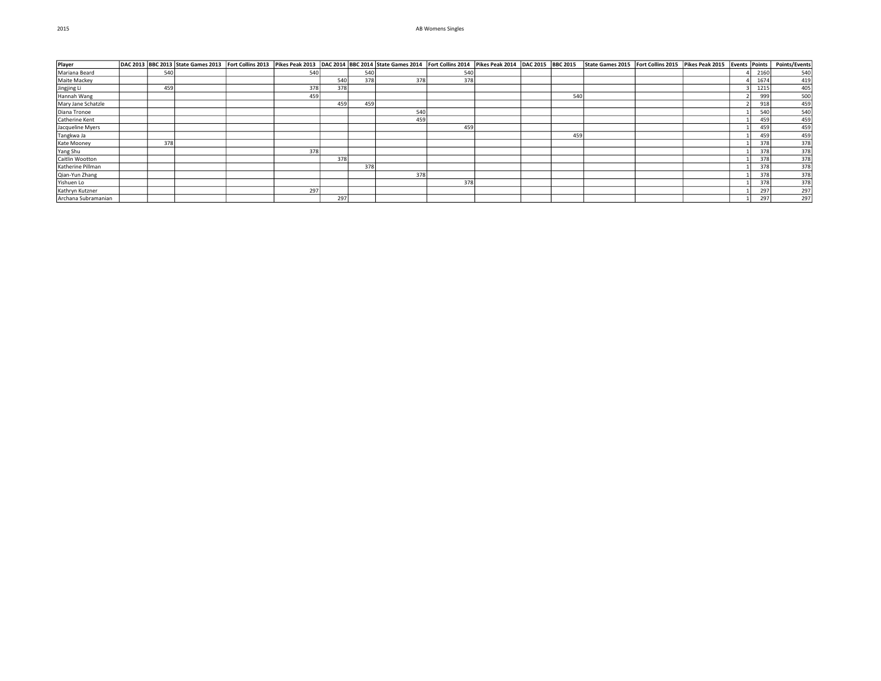# AB Womens Singles

| Player | DAC 2013 | BBC 2013 | State Games 2013 | Fort Collins 2013 | Pikes Peak 2013 | DAC 2014 | BBC 2014 | State Games 2014 | Fort Collins 2014 | Pikes Peak 2014 | DAC 2015 | BBC 2015 | State Games 2015 | Fort Collins 2015 | Pikes Peak 2015 | Events | Points | Points/Events |
|---|---|---|---|---|---|---|---|---|---|---|---|---|---|---|---|---|---|---|
| Mariana Beard | | 540 | | | 540 | | 540 | | 540 | | | | | | | 4 | 2160 | 540 |
| Maite Mackey | | | | | | 540 | 378 | 378 | 378 | | | | | | | 4 | 1674 | 419 |
| Jingjing Li | | 459 | | | 378 | 378 | | | | | | | | | | 3 | 1215 | 405 |
| Hannah Wang | | | | | 459 | | | | | | | 540 | | | | 2 | 999 | 500 |
| Mary Jane Schatzle | | | | | | 459 | 459 | | | | | | | | | 2 | 918 | 459 |
| Diana Tronoe | | | | | | | | 540 | | | | | | | | 1 | 540 | 540 |
| Catherine Kent | | | | | | | | 459 | | | | | | | | 1 | 459 | 459 |
| Jacqueline Myers | | | | | | | | | 459 | | | | | | | 1 | 459 | 459 |
| Tangkwa Ja | | | | | | | | | | | | 459 | | | | 1 | 459 | 459 |
| Kate Mooney | | 378 | | | | | | | | | | | | | | 1 | 378 | 378 |
| Yang Shu | | | | | 378 | | | | | | | | | | | 1 | 378 | 378 |
| Caitlin Wootton | | | | | | 378 | | | | | | | | | | 1 | 378 | 378 |
| Katherine Pillman | | | | | | | 378 | | | | | | | | | 1 | 378 | 378 |
| Qian-Yun Zhang | | | | | | | | 378 | | | | | | | | 1 | 378 | 378 |
| Yishuen Lo | | | | | | | | | 378 | | | | | | | 1 | 378 | 378 |
| Kathryn Kutzner | | | | | 297 | | | | | | | | | | | 1 | 297 | 297 |
| Archana Subramanian | | | | | | 297 | | | | | | | | | | 1 | 297 | 297 |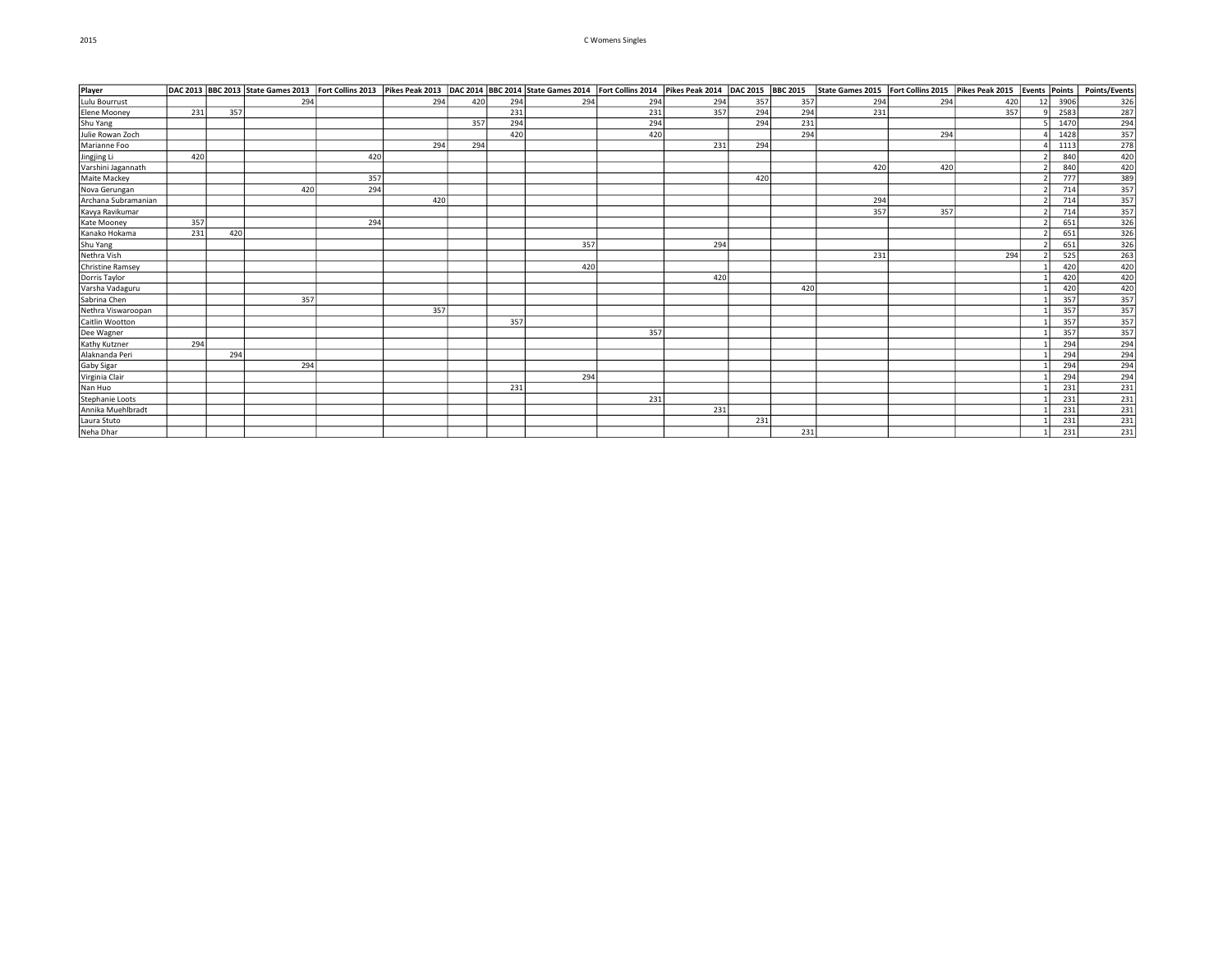# C Womens Singles

| Player | DAC 2013 | BBC 2013 | State Games 2013 | Fort Collins 2013 | Pikes Peak 2013 | DAC 2014 | BBC 2014 | State Games 2014 | Fort Collins 2014 | Pikes Peak 2014 | DAC 2015 | BBC 2015 | State Games 2015 | Fort Collins 2015 | Pikes Peak 2015 | Events | Points | Points/Events |
|---|---|---|---|---|---|---|---|---|---|---|---|---|---|---|---|---|---|---|
| Lulu Bourrust | | | 294 | | 294 | 420 | 294 | 294 | 294 | 294 | 357 | 357 | 294 | 294 | 420 | 12 | 3906 | 326 |
| Elene Mooney | 231 | 357 | | | | | 231 | | 231 | 357 | 294 | 294 | 231 | | 357 | 9 | 2583 | 287 |
| Shu Yang | | | | | | 357 | 294 | | 294 | | 294 | 231 | | | | 5 | 1470 | 294 |
| Julie Rowan Zoch | | | | | | | 420 | | 420 | | | 294 | | 294 | | 4 | 1428 | 357 |
| Marianne Foo | | | | | 294 | 294 | | | | 231 | 294 | | | | | 4 | 1113 | 278 |
| Jingjing Li | 420 | | | 420 | | | | | | | | | | | | 2 | 840 | 420 |
| Varshini Jagannath | | | | | | | | | | | | | 420 | 420 | | 2 | 840 | 420 |
| Maite Mackey | | | | 357 | | | | | | | 420 | | | | | 2 | 777 | 389 |
| Nova Gerungan | | | 420 | 294 | | | | | | | | | | | | 2 | 714 | 357 |
| Archana Subramanian | | | | | 420 | | | | | | | | 294 | | | 2 | 714 | 357 |
| Kavya Ravikumar | | | | | | | | | | | | | 357 | 357 | | 2 | 714 | 357 |
| Kate Mooney | 357 | | | 294 | | | | | | | | | | | | 2 | 651 | 326 |
| Kanako Hokama | 231 | 420 | | | | | | | | | | | | | | 2 | 651 | 326 |
| Shu Yang | | | | | | | | 357 | | 294 | | | | | | 2 | 651 | 326 |
| Nethra Vish | | | | | | | | | | | | | 231 | | 294 | 2 | 525 | 263 |
| Christine Ramsey | | | | | | | | 420 | | | | | | | | 1 | 420 | 420 |
| Dorris Taylor | | | | | | | | | | 420 | | | | | | 1 | 420 | 420 |
| Varsha Vadaguru | | | | | | | | | | | | 420 | | | | 1 | 420 | 420 |
| Sabrina Chen | | | 357 | | | | | | | | | | | | | 1 | 357 | 357 |
| Nethra Viswaroopan | | | | | 357 | | | | | | | | | | | 1 | 357 | 357 |
| Caitlin Wootton | | | | | | | 357 | | | | | | | | | 1 | 357 | 357 |
| Dee Wagner | | | | | | | | | 357 | | | | | | | 1 | 357 | 357 |
| Kathy Kutzner | 294 | | | | | | | | | | | | | | | 1 | 294 | 294 |
| Alaknanda Peri | | 294 | | | | | | | | | | | | | | 1 | 294 | 294 |
| Gaby Sigar | | | 294 | | | | | | | | | | | | | 1 | 294 | 294 |
| Virginia Clair | | | | | | | | 294 | | | | | | | | 1 | 294 | 294 |
| Nan Huo | | | | | | | 231 | | | | | | | | | 1 | 231 | 231 |
| Stephanie Loots | | | | | | | | | 231 | | | | | | | 1 | 231 | 231 |
| Annika Muehlbradt | | | | | | | | | | 231 | | | | | | 1 | 231 | 231 |
| Laura Stuto | | | | | | | | | | | 231 | | | | | 1 | 231 | 231 |
| Neha Dhar | | | | | | | | | | | | 231 | | | | 1 | 231 | 231 |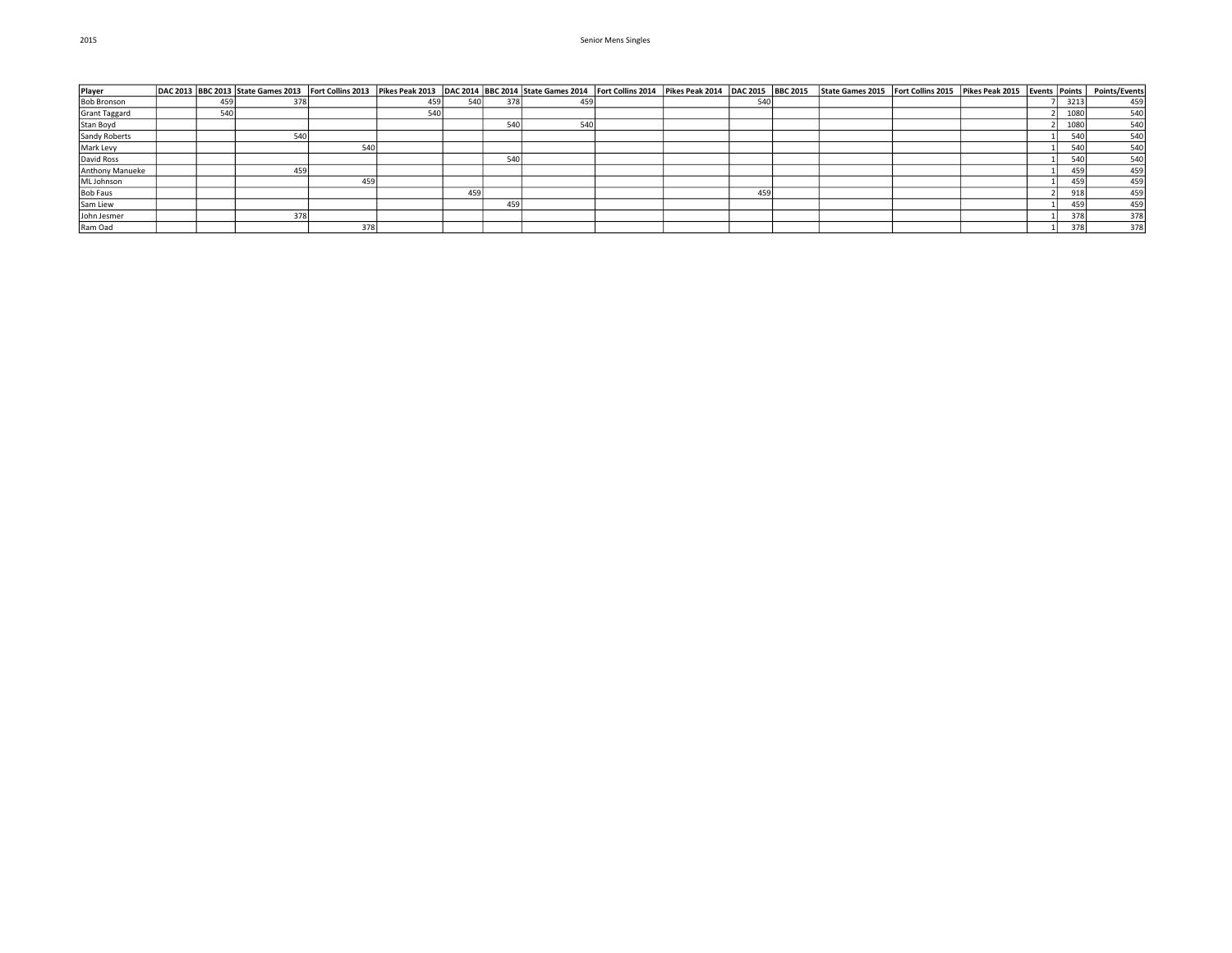2015

# Senior Mens Singles

| Player | DAC 2013 | BBC 2013 | State Games 2013 | Fort Collins 2013 | Pikes Peak 2013 | DAC 2014 | BBC 2014 | State Games 2014 | Fort Collins 2014 | Pikes Peak 2014 | DAC 2015 | BBC 2015 | State Games 2015 | Fort Collins 2015 | Pikes Peak 2015 | Events | Points | Points/Events |
|---|---|---|---|---|---|---|---|---|---|---|---|---|---|---|---|---|---|---|
| Bob Bronson | | 459 | 378 | | 459 | 540 | 378 | 459 | | | 540 | | | | | 7 | 3213 | 459 |
| Grant Taggard | | 540 | | | 540 | | | | | | | | | | | 2 | 1080 | 540 |
| Stan Boyd | | | | | | | 540 | 540 | | | | | | | | 2 | 1080 | 540 |
| Sandy Roberts | | | 540 | | | | | | | | | | | | | 1 | 540 | 540 |
| Mark Levy | | | | 540 | | | | | | | | | | | | 1 | 540 | 540 |
| David Ross | | | | | | | 540 | | | | | | | | | 1 | 540 | 540 |
| Anthony Manueke | | | 459 | | | | | | | | | | | | | 1 | 459 | 459 |
| ML Johnson | | | | 459 | | | | | | | | | | | | 1 | 459 | 459 |
| Bob Faus | | | | | | 459 | | | | | 459 | | | | | 2 | 918 | 459 |
| Sam Liew | | | | | | | 459 | | | | | | | | | 1 | 459 | 459 |
| John Jesmer | | | 378 | | | | | | | | | | | | | 1 | 378 | 378 |
| Ram Oad | | | | 378 | | | | | | | | | | | | 1 | 378 | 378 |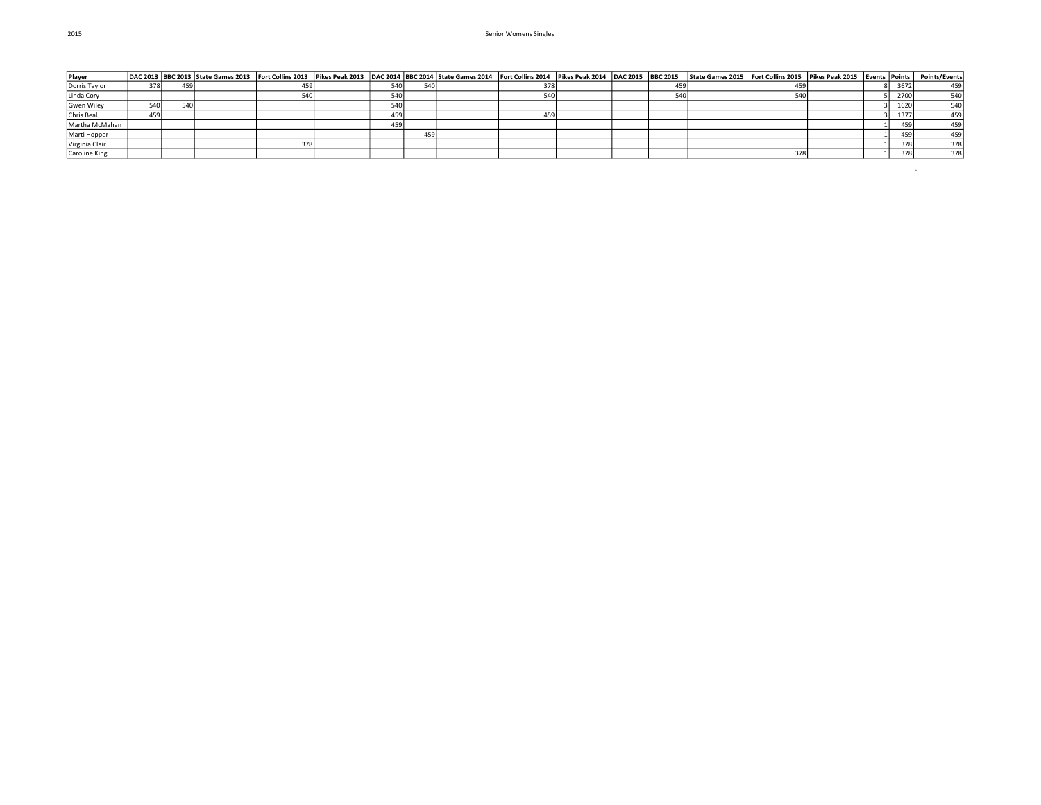2015

Senior Womens Singles

| Player | DAC 2013 | BBC 2013 | State Games 2013 | Fort Collins 2013 | Pikes Peak 2013 | DAC 2014 | BBC 2014 | State Games 2014 | Fort Collins 2014 | Pikes Peak 2014 | DAC 2015 | BBC 2015 | State Games 2015 | Fort Collins 2015 | Pikes Peak 2015 | Events | Points | Points/Events |
|---|---|---|---|---|---|---|---|---|---|---|---|---|---|---|---|---|---|---|
| Dorris Taylor | 378 | 459 | | 459 | | 540 | 540 | | 378 | | | 459 | | 459 | | 8 | 3672 | 459 |
| Linda Cory | | | | 540 | | 540 | | | 540 | | | 540 | | 540 | | 5 | 2700 | 540 |
| Gwen Wiley | 540 | 540 | | | | 540 | | | | | | | | | | 3 | 1620 | 540 |
| Chris Beal | 459 | | | | | 459 | | | 459 | | | | | | | 3 | 1377 | 459 |
| Martha McMahan | | | | | | 459 | | | | | | | | | | 1 | 459 | 459 |
| Marti Hopper | | | | | | | 459 | | | | | | | | | 1 | 459 | 459 |
| Virginia Clair | | | | 378 | | | | | | | | | | | | 1 | 378 | 378 |
| Caroline King | | | | | | | | | | | | | | 378 | | 1 | 378 | 378 |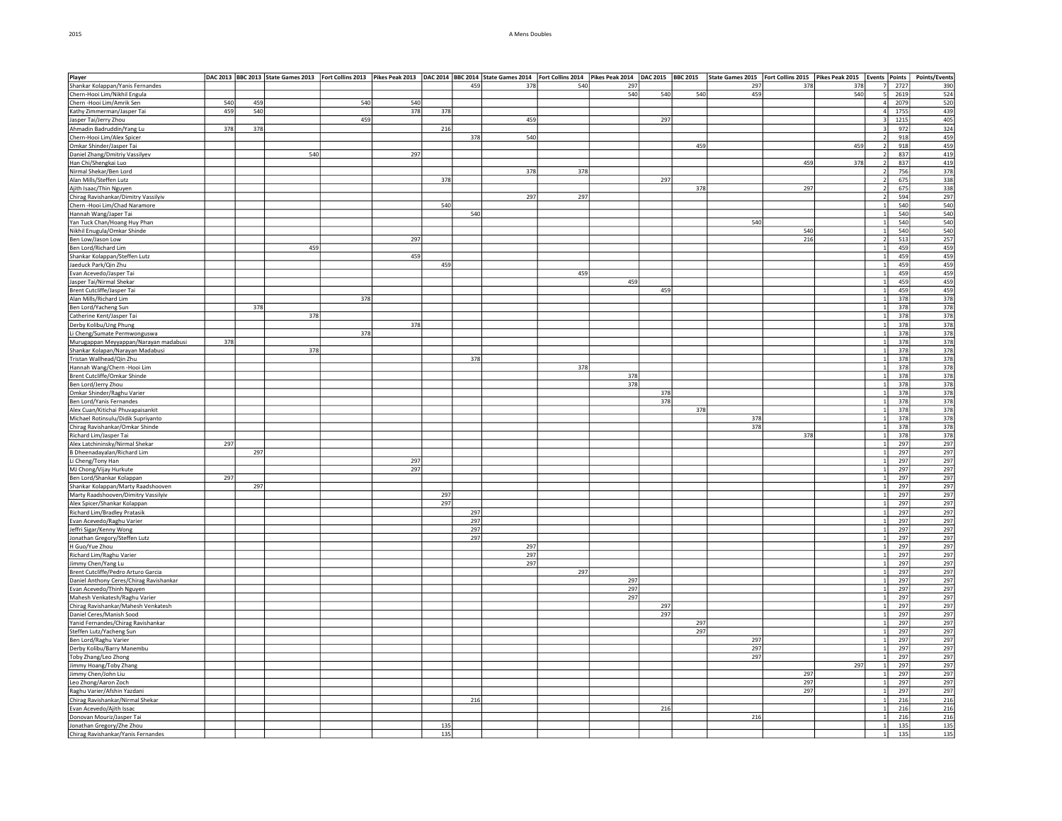# A Mens Doubles

| Player | DAC 2013 | BBC 2013 | State Games 2013 | Fort Collins 2013 | Pikes Peak 2013 | DAC 2014 | BBC 2014 | State Games 2014 | Fort Collins 2014 | Pikes Peak 2014 | DAC 2015 | BBC 2015 | State Games 2015 | Fort Collins 2015 | Pikes Peak 2015 | Events | Points | Points/Events |
|---|---|---|---|---|---|---|---|---|---|---|---|---|---|---|---|---|---|---|
| Shankar Kolappan/Yanis Fernandes | | | | | | | 459 | 378 | 540 | 297 | | | 297 | 378 | 378 | 7 | 2727 | 390 |
| Chern-Hooi Lim/Nikhil Engula | | | | | | | | | | 540 | 540 | 540 | 459 | | 540 | 5 | 2619 | 524 |
| Chern -Hooi Lim/Amrik Sen | 540 | 459 | | 540 | 540 | | | | | | | | | | | 4 | 2079 | 520 |
| Kathy Zimmerman/Jasper Tai | 459 | 540 | | | 378 | 378 | | | | | | | | | | 4 | 1755 | 439 |
| Jasper Tai/Jerry Zhou | | | | 459 | | | | 459 | | | 297 | | | | | 3 | 1215 | 405 |
| Ahmadin Badruddin/Yang Lu | 378 | 378 | | | | 216 | | | | | | | | | | 3 | 972 | 324 |
| Chern-Hooi Lim/Alex Spicer | | | | | | | 378 | 540 | | | | | | | | 2 | 918 | 459 |
| Omkar Shinder/Jasper Tai | | | | | | | | | | | | 459 | | | 459 | 2 | 918 | 459 |
| Daniel Zhang/Dmitriy Vassilyev | | | 540 | | 297 | | | | | | | | | | | 2 | 837 | 419 |
| Han Chi/Shengkai Luo | | | | | | | | | | | | | | 459 | 378 | 2 | 837 | 419 |
| Nirmal Shekar/Ben Lord | | | | | | | | 378 | 378 | | | | | | | 2 | 756 | 378 |
| Alan Mills/Steffen Lutz | | | | | | 378 | | | | | 297 | | | | | 2 | 675 | 338 |
| Ajith Isaac/Thin Nguyen | | | | | | | | | | | | 378 | | 297 | | 2 | 675 | 338 |
| Chirag Ravishankar/Dimitry Vassilyiv | | | | | | | | 297 | 297 | | | | | | | 2 | 594 | 297 |
| Chern -Hooi Lim/Chad Naramore | | | | | | 540 | | | | | | | | | | 1 | 540 | 540 |
| Hannah Wang/Japer Tai | | | | | | | 540 | | | | | | | | | 1 | 540 | 540 |
| Yan Tuck Chan/Hoang Huy Phan | | | | | | | | | | | | | 540 | | | 1 | 540 | 540 |
| Nikhil Enugula/Omkar Shinde | | | | | | | | | | | | | | 540 | | 1 | 540 | 540 |
| Ben Low/Jason Low | | | | | 297 | | | | | | | | 216 | | | 2 | 513 | 257 |
| Ben Lord/Richard Lim | | | 459 | | | | | | | | | | | | | 1 | 459 | 459 |
| Shankar Kolappan/Steffen Lutz | | | | | 459 | | | | | | | | | | | 1 | 459 | 459 |
| Jaeduck Park/Qin Zhu | | | | | | 459 | | | | | | | | | | 1 | 459 | 459 |
| Evan Acevedo/Jasper Tai | | | | | | | | | 459 | | | | | | | 1 | 459 | 459 |
| Jasper Tai/Nirmal Shekar | | | | | | | | | | 459 | | | | | | 1 | 459 | 459 |
| Brent Cutcliffe/Jasper Tai | | | | | | | | | | | 459 | | | | | 1 | 459 | 459 |
| Alan Mills/Richard Lim | | | | 378 | | | | | | | | | | | | 1 | 378 | 378 |
| Ben Lord/Yacheng Sun | | 378 | | | | | | | | | | | | | | 1 | 378 | 378 |
| Catherine Kent/Jasper Tai | | | 378 | | | | | | | | | | | | | 1 | 378 | 378 |
| Derby Kolibu/Ung Phung | | | | | 378 | | | | | | | | | | | 1 | 378 | 378 |
| Li Cheng/Sumate Permwonguswa | | | | 378 | | | | | | | | | | | | 1 | 378 | 378 |
| Murugappan Meyyappan/Narayan madabusi | 378 | | | | | | | | | | | | | | | 1 | 378 | 378 |
| Shankar Kolapan/Narayan Madabusi | | | 378 | | | | | | | | | | | | | 1 | 378 | 378 |
| Tristan Wallhead/Qin Zhu | | | | | | | 378 | | | | | | | | | 1 | 378 | 378 |
| Hannah Wang/Chern -Hooi Lim | | | | | | | | | 378 | | | | | | | 1 | 378 | 378 |
| Brent Cutcliffe/Omkar Shinde | | | | | | | | | | 378 | | | | | | 1 | 378 | 378 |
| Ben Lord/Jerry Zhou | | | | | | | | | | 378 | | | | | | 1 | 378 | 378 |
| Omkar Shinder/Raghu Varier | | | | | | | | | | | 378 | | | | | 1 | 378 | 378 |
| Ben Lord/Yanis Fernandes | | | | | | | | | | | 378 | | | | | 1 | 378 | 378 |
| Alex Cuan/Kitichai Phuvapaisankit | | | | | | | | | | | | 378 | | | | 1 | 378 | 378 |
| Michael Rotinsulu/Didik Supriyanto | | | | | | | | | | | | | 378 | | | 1 | 378 | 378 |
| Chirag Ravishankar/Omkar Shinde | | | | | | | | | | | | | 378 | | | 1 | 378 | 378 |
| Richard Lim/Jasper Tai | | | | | | | | | | | | | | 378 | | 1 | 378 | 378 |
| Alex Latchininsky/Nirmal Shekar | 297 | | | | | | | | | | | | | | | 1 | 297 | 297 |
| B Dheenadayalan/Richard Lim | | 297 | | | | | | | | | | | | | | 1 | 297 | 297 |
| Li Cheng/Tony Han | | | | | 297 | | | | | | | | | | | 1 | 297 | 297 |
| MJ Chong/Vijay Hurkute | | | | | 297 | | | | | | | | | | | 1 | 297 | 297 |
| Ben Lord/Shankar Kolappan | 297 | | | | | | | | | | | | | | | 1 | 297 | 297 |
| Shankar Kolappan/Marty Raadshooven | | 297 | | | | | | | | | | | | | | 1 | 297 | 297 |
| Marty Raadshooven/Dimitry Vassilyiv | | | | | | 297 | | | | | | | | | | 1 | 297 | 297 |
| Alex Spicer/Shankar Kolappan | | | | | | 297 | | | | | | | | | | 1 | 297 | 297 |
| Richard Lim/Bradley Pratasik | | | | | | | 297 | | | | | | | | | 1 | 297 | 297 |
| Evan Acevedo/Raghu Varier | | | | | | | 297 | | | | | | | | | 1 | 297 | 297 |
| Jeffri Sigar/Kenny Wong | | | | | | | 297 | | | | | | | | | 1 | 297 | 297 |
| Jonathan Gregory/Steffen Lutz | | | | | | | 297 | | | | | | | | | 1 | 297 | 297 |
| H Guo/Yue Zhou | | | | | | | | 297 | | | | | | | | 1 | 297 | 297 |
| Richard Lim/Raghu Varier | | | | | | | | 297 | | | | | | | | 1 | 297 | 297 |
| Jimmy Chen/Yang Lu | | | | | | | | 297 | | | | | | | | 1 | 297 | 297 |
| Brent Cutcliffe/Pedro Arturo Garcia | | | | | | | | | 297 | | | | | | | 1 | 297 | 297 |
| Daniel Anthony Ceres/Chirag Ravishankar | | | | | | | | | | 297 | | | | | | 1 | 297 | 297 |
| Evan Acevedo/Thinh Nguyen | | | | | | | | | | 297 | | | | | | 1 | 297 | 297 |
| Mahesh Venkatesh/Raghu Varier | | | | | | | | | | 297 | | | | | | 1 | 297 | 297 |
| Chirag Ravishankar/Mahesh Venkatesh | | | | | | | | | | | 297 | | | | | 1 | 297 | 297 |
| Daniel Ceres/Manish Sood | | | | | | | | | | | 297 | | | | | 1 | 297 | 297 |
| Yanid Fernandes/Chirag Ravishankar | | | | | | | | | | | | 297 | | | | 1 | 297 | 297 |
| Steffen Lutz/Yacheng Sun | | | | | | | | | | | | 297 | | | | 1 | 297 | 297 |
| Ben Lord/Raghu Varier | | | | | | | | | | | | | 297 | | | 1 | 297 | 297 |
| Derby Kolibu/Barry Manembu | | | | | | | | | | | | | 297 | | | 1 | 297 | 297 |
| Toby Zhang/Leo Zhong | | | | | | | | | | | | | 297 | | | 1 | 297 | 297 |
| Jimmy Hoang/Toby Zhang | | | | | | | | | | | | | | | 297 | 1 | 297 | 297 |
| Jimmy Chen/John Liu | | | | | | | | | | | | | | 297 | | 1 | 297 | 297 |
| Leo Zhong/Aaron Zoch | | | | | | | | | | | | | | 297 | | 1 | 297 | 297 |
| Raghu Varier/Afshin Yazdani | | | | | | | | | | | | | | 297 | | 1 | 297 | 297 |
| Chirag Ravishankar/Nirmal Shekar | | | | | | | 216 | | | | | | | | | 1 | 216 | 216 |
| Evan Acevedo/Ajith Issac | | | | | | | | | | | 216 | | | | | 1 | 216 | 216 |
| Donovan Mouriz/Jasper Tai | | | | | | | | | | | | | 216 | | | 1 | 216 | 216 |
| Jonathan Gregory/Zhe Zhou | | | | | | 135 | | | | | | | | | | 1 | 135 | 135 |
| Chirag Ravishankar/Yanis Fernandes | | | | | | 135 | | | | | | | | | | 1 | 135 | 135 |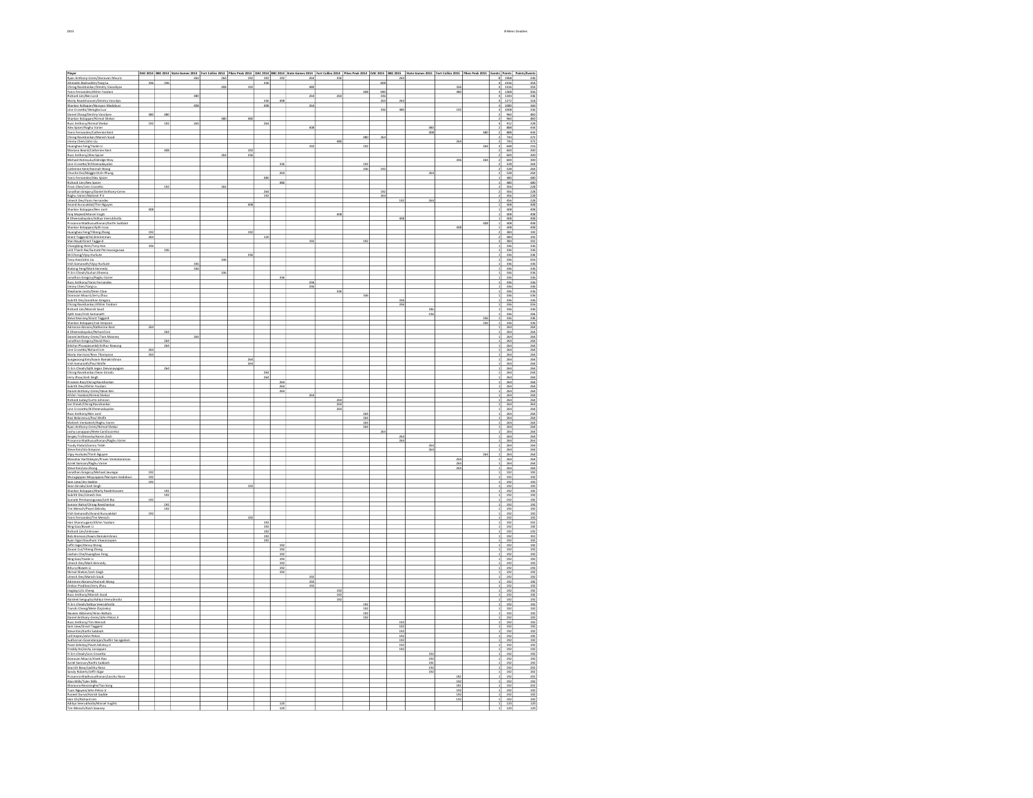## B Mens Doubles

| Player | OAC 2013 | IBBC 2013 | State Games 2013 | Fort Collins 2013 | Pikes Peak 2013 | OAC 2014 | IBBC 2014 | State Games 2014 | Fort Collins 2014 | Pikes Peak 2014 | OAC 2015 | IBBC 2015 | State Games 2015 | Fort Collins 2015 | Pikes Peak 2015 | Events | Points | Points/Events |
|---|---|---|---|---|---|---|---|---|---|---|---|---|---|---|---|---|---|---|
| Ryan Anthony-Ceres/Donovan Mouriz | | | 264 | 264 | 192 | 192 | 192 | 264 | 336 | | | 264 | | | | 8 | 1968 | 246 |
| Afrasiabi Badruddin/Tong Lu | 336 | 336 | | | | 336 | | | | | 408 | | | | | 4 | 1416 | 354 |
| Chirag Ravishankar/Dmitry Vassilyev | | | | 408 | 192 | | | 480 | | | | | | 336 | | 4 | 1416 | 354 |
| Yanis Fernandes/Afshin Yazdani | | | | | | | | | | 408 | 480 | | | 480 | | 3 | 1368 | 456 |
| Richard Lim/Ben Lord | | | 480 | | | | | 264 | 264 | | 336 | | | | | 4 | 1344 | 336 |
| Marty Raadshooven/Dmitry Vassilyev | | | | | | 336 | 408 | | | | 264 | 264 | | | | 4 | 1272 | 318 |
| Shankar Kolappan/Narayan Madabusi | | | 408 | | | 408 | | 264 | | | | | | | | 3 | 1080 | 360 |
| Line Crosetta/Mengjun Luo | | | | | | | | | | | 336 | 480 | | 192 | | 3 | 1008 | 336 |
| Daniel Zhang/Dmitry Vassilyev | 480 | 480 | | | | | | | | | | | | | | 2 | 960 | 480 |
| Shankar Kolappan/Nirmal Shekar | | | | 480 | 480 | | | | | | | | | | | 2 | 960 | 480 |
| Russ Anthony/Nirmal Shekar | 192 | 192 | 264 | | | 264 | | | | | | | | | | 4 | 912 | 228 |
| Alex Spoon/Raghu Varier | | | | | | | | 408 | | | | | 480 | | | 2 | 888 | 444 |
| Yanis Fernandes/Catherine Kent | | | | | | | | | | | | | 408 | | 480 | 2 | 888 | 444 |
| Chirag Ravishankar/Manish Sood | | | | | | | | | | 480 | 264 | | | | | 2 | 744 | 372 |
| Jimmy Chen/John Liu | | | | | | | | | 480 | | | | | 264 | | 2 | 744 | 372 |
| Huanghao Feng/Yaolei Li | | | | | | | | 192 | | 192 | | | | | 264 | 3 | 648 | 216 |
| Mariana Beard/Catherine Kent | | 408 | | | 192 | | | | | | | | | | | 2 | 600 | 300 |
| Russ Anthony/Alex Spoon | | | | 264 | 336 | | | | | | | | | | | 2 | 600 | 300 |
| Michael Rotimula/Eldridge Wey | | | | | | | | | | | | | | 336 | 264 | 2 | 600 | 300 |
| Line Crosetta/B Dheenadayalan | | | | | | | 336 | | | 192 | | | | | | 2 | 528 | 264 |
| Catherine Kent/Hannah Wang | | | | | | | | | | 336 | 192 | | | | | 2 | 528 | 264 |
| Chunhe Du/Maggie Dinh-Phung | | | | | | | 264 | | | | | | 264 | | | 2 | 528 | 264 |
| Yanis Fernandes/Alex Spoon | | | | | | 480 | | | | | | | | | | 1 | 480 | 480 |
| Richard Lim/Alex Spoon | | | | | | | 480 | | | | | | | | | 1 | 480 | 480 |
| Yiran Chen/Line Crosetta | | 192 | | 264 | | | | | | | | | | | | 2 | 456 | 228 |
| Jonathan Gregory/Daniel Anthony-Ceres | | | | | | 264 | | | | | 192 | | | | | 2 | 456 | 228 |
| Raghu Varier/Mahesh P V | | | | | | 192 | | | | | 264 | | | | | 2 | 456 | 228 |
| Umesh Dev/Yanis Fernandes | | | | | | | | | | | | 192 | 264 | | | 2 | 456 | 228 |
| Anand Kuruvakkat/Thin Nguyen | | | | | 408 | | | | | | | | | | | 1 | 408 | 408 |
| Shankar Kolappan/Ben Lord | 408 | | | | | | | | | | | | | | | 1 | 408 | 408 |
| Faiq Majeed/Marcel Vughs | | | | | | | | | 408 | | | | | | | 1 | 408 | 408 |
| B Dheenadayalan/Aditya Veerubhotla | | | | | | | | | | | | 408 | | | | 1 | 408 | 408 |
| Prasanna Madhusudhanan/Karthi Subbiah | | | | | | | | | | | | | | | 408 | 1 | 408 | 408 |
| Shankar Kolappan/Ajith Issac | | | | | | | | | | | | | | 408 | | 1 | 408 | 408 |
| Huanghao Feng/Yiheng Zhang | 192 | | | | 192 | | | | | | | | | | | 2 | 384 | 192 |
| Grant Taggard/Ed Zimmerman | 264 | | | | | 120 | | | | | | | | | | 2 | 384 | 192 |
| Alan Boyd/Grant Taggard | | | | | | | | 192 | | 192 | | | | | | 2 | 384 | 192 |
| Changqing Shen/Tony Hee | 336 | | | | | | | | | | | | | | | 1 | 336 | 336 |
| Linh Thanh Bui/Suresh Permanpgaaswa | | 336 | | | | | | | | | | | | | | 1 | 336 | 336 |
| MJ Chong/Vijay Hurkute | | | | | 336 | | | | | | | | | | | 1 | 336 | 336 |
| Tony Hee/John Liu | | | | 336 | | | | | | | | | | | | 1 | 336 | 336 |
| Vish Somanath/Vijay Hurkute | | | 336 | | | | | | | | | | | | | 1 | 336 | 336 |
| Xiaitang Feng/Mark Kennedy | | | 336 | | | | | | | | | | | | | 1 | 336 | 336 |
| Yi Ern Cheah/Gulhan Dhewra | | | | 336 | | | | | | | | | | | | 1 | 336 | 336 |
| Jonathan Gregory/Raghu Varier | | | | | | | 336 | | | | | | | | | 1 | 336 | 336 |
| Russ Anthony/Yanis Fernandes | | | | | | | | 336 | | | | | | | | 1 | 336 | 336 |
| Jimmy Chen/Yang Lu | | | | | | | | 336 | | | | | | | | 1 | 336 | 336 |
| Stephanie Leotti/Dean Close | | | | | | | | | 336 | | | | | | | 1 | 336 | 336 |
| Donovan Mouriz/Jerry Zhou | | | | | | | | | | 336 | | | | | | 1 | 336 | 336 |
| Sukrith Dev/Jonathan Gregory | | | | | | | | | | | | 336 | | | | 1 | 336 | 336 |
| Chirag Ravishankar/Afshin Yazdani | | | | | | | | | | | | 336 | | | | 1 | 336 | 336 |
| Richard Lim/Manish Sood | | | | | | | | | | | | | 336 | | | 1 | 336 | 336 |
| Ajith Issac/Vish Somanath | | | | | | | | | | | | | 336 | | | 1 | 336 | 336 |
| Steve Kearney/Grant Taggard | | | | | | | | | | | | | | | 336 | 1 | 336 | 336 |
| Shankar Kolappan/Yuri Simpson | | | | | | | | | | | | | | | 336 | 1 | 336 | 336 |
| Adrienne Abrams/Katherine Kent | 264 | | | | | | | | | | | | | | | 1 | 264 | 264 |
| B Dheenadayalan/Richard Lim | | 264 | | | | | | | | | | | | | | 1 | 264 | 264 |
| Daniel Anthony-Ceres/Tom Mooney | | | 264 | | | | | | | | | | | | | 1 | 264 | 264 |
| Jonathan Gregory/David Ross | | 264 | | | | | | | | | | | | | | 1 | 264 | 264 |
| Ritchie Phuegamant/Arthur Raesung | | 264 | | | | | | | | | | | | | | 1 | 264 | 264 |
| Line Crosetta/Richard Lim | 264 | | | | | | | | | | | | | | | 1 | 264 | 264 |
| Marty Harrison/Ross Thompson | 264 | | | | | | | | | | | | | | | 1 | 264 | 264 |
| Sungwoong Kim/Xavin Ramakrishnan | | | | | 264 | | | | | | | | | | | 1 | 264 | 264 |
| Vish Somanath/Paul Wolfe | | | | | 264 | | | | | | | | | | | 1 | 264 | 264 |
| Yi Ern Cheah/Ajith Jegan Devanayagam | | 264 | | | | | | | | | | | | | | 1 | 264 | 264 |
| Chirag Ravishankar/Sean Grindo | | | | | | 264 | | | | | | | | | | 1 | 264 | 264 |
| Jerry Zhou/Josh Singh | | | | | | 264 | | | | | | | | | | 1 | 264 | 264 |
| Praveen Rao/Chirag Ravishankar | | | | | | | 264 | | | | | | | | | 1 | 264 | 264 |
| Sukrith Dev/Afshin Yazdani | | | | | | | 264 | | | | | | | | | 1 | 264 | 264 |
| Daniel Anthony-Ceres/Steve Kim | | | | | | | 264 | | | | | | | | | 1 | 264 | 264 |
| Afshin Yazdani/Nirmal Shekar | | | | | | | | 264 | | | | | | | | 1 | 264 | 264 |
| Richard Lutz/Curtis Johnson | | | | | | | | | 264 | | | | | | | 1 | 264 | 264 |
| Lie Cheah/Chirag Ravishankar | | | | | | | | | 264 | | | | | | | 1 | 264 | 264 |
| Line Crosetta/B Dheenadayalan | | | | | | | | | 264 | | | | | | | 1 | 264 | 264 |
| Russ Anthony/Ben Lord | | | | | | | | | | 264 | | | | | | 1 | 264 | 264 |
| Ravi Balaramu/Paul Wolfe | | | | | | | | | | 264 | | | | | | 1 | 264 | 264 |
| Mahesh Venkatesh/Raghu Varier | | | | | | | | | | 264 | | | | | | 1 | 264 | 264 |
| Ryan Anthony-Ceres/Nirmal Shekar | | | | | | | | | | 264 | | | | | | 1 | 264 | 264 |
| Jochy Lunappan/Mete Candiscoreisi | | | | | | | | | | | 264 | | | | | 1 | 264 | 264 |
| Sergey Trofimovsky/Aaron Zoch | | | | | | | | | | | | 264 | | | | 1 | 264 | 264 |
| Prasanna Madhusudhanan/Raghu Varier | | | | | | | | | | | | 264 | | | | 1 | 264 | 264 |
| Yeudy Paduis/Jimmy Tetali | | | | | | | | | | | | | 264 | | | 1 | 264 | 264 |
| Steve Kim/Ula Simpson | | | | | | | | | | | | | 264 | | | 1 | 264 | 264 |
| Vijay Hurkute/Thinh Nguyen | | | | | | | | | | | | | | | 264 | 1 | 264 | 264 |
| Manohar Karthikeyan/Praveen Venkataraman | | | | | | | | | | | | | | 264 | | 1 | 264 | 264 |
| Kartel Samson/Raghu Varier | | | | | | | | | | | | | | 264 | | 1 | 264 | 264 |
| Steve Kim/Leo Zhong | | | | | | | | | | | | | | 264 | | 1 | 264 | 264 |
| Jonathan Gregory/Michael Jauregui | 192 | | | | | | | | | | | | | | | 1 | 192 | 192 |
| Muruganpan Meyyappan/Narayan madabusi | 192 | | | | | | | | | | | | | | | 1 | 192 | 192 |
| Sam Lowe/Jim Stabler | 192 | | | | | | | | | | | | | | | 1 | 192 | 192 |
| Sean Grindo/Josh Singh | | | | | 192 | | | | | | | | | | | 1 | 192 | 192 |
| Shankar Kolappan/Marty Raadshooven | | 192 | | | | | | | | | | | | | | 1 | 192 | 192 |
| Sukrith Dev/Umesh Dev | | 192 | | | | | | | | | | | | | | 1 | 192 | 192 |
| Suresh Permanpgaaswa/Linh Bui | 192 | | | | | | | | | | | | | | | 1 | 192 | 192 |
| Sumeer Batra/Chirag Ravishankar | | 192 | | | | | | | | | | | | | | 1 | 192 | 192 |
| Tim Mensch/Pavel Zelinsky | | 192 | | | | | | | | | | | | | | 1 | 192 | 192 |
| Vish Somanath/Anand Kuruvakkat | 192 | | | | | | | | | | | | | | | 1 | 192 | 192 |
| Yanis Fernandes/Tim Mensch | | | | | 192 | | | | | | | | | | | 1 | 192 | 192 |
| Hari Shanmugam/Afshin Yazdani | | | | | | 192 | | | | | | | | | | 1 | 192 | 192 |
| Ning Guo/Bowei Li | | | | | | 192 | | | | | | | | | | 1 | 192 | 192 |
| Richard Lim/Unknown | | | | | | 192 | | | | | | | | | | 1 | 192 | 192 |
| Bob Bronson/Xavin Ramakrishnan | | | | | | 192 | | | | | | | | | | 1 | 192 | 192 |
| Ryan Sigar/Gautham Viswanayaan | | | | | | 192 | | | | | | | | | | 1 | 192 | 192 |
| Jeffri Sigar/Kenny Wang | | | | | | | 192 | | | | | | | | | 1 | 192 | 192 |
| Zixuan Gu/Yiheng Zhang | | | | | | | 192 | | | | | | | | | 1 | 192 | 192 |
| Liachen Che/Huanghao Feng | | | | | | | 192 | | | | | | | | | 1 | 192 | 192 |
| Ning Guo/Yaolei Li | | | | | | | 192 | | | | | | | | | 1 | 192 | 192 |
| Umesh Dev/Mark Kennedy | | | | | | | 192 | | | | | | | | | 1 | 192 | 192 |
| Bihu Li/Bowen Li | | | | | | | 192 | | | | | | | | | 1 | 192 | 192 |
| Nirmal Shekar/Josh Singh | | | | | | | 192 | | | | | | | | | 1 | 192 | 192 |
| Umesh Dev/Manish Sood | | | | | | | | 192 | | | | | | | | 1 | 192 | 192 |
| Adrienne Abrams/Hannah Wang | | | | | | | | 192 | | | | | | | | 1 | 192 | 192 |
| Omkar Pradhan/Jerry Zhou | | | | | | | | 192 | | | | | | | | 1 | 192 | 192 |
| Jingqing Li/Li Cheng | | | | | | | | | 192 | | | | | | | 1 | 192 | 192 |
| Russ Anthony/Manish Sood | | | | | | | | | 192 | | | | | | | 1 | 192 | 192 |
| Abishek Sengupta/Aditya Veerubhotla | | | | | | | | | 192 | | | | | | | 1 | 192 | 192 |
| Yi Ern Cheah/Aditya Veerubhotla | | | | | | | | | | 192 | | | | | | 1 | 192 | 192 |
| Tianshi Cheng/Mete Disiyrekci | | | | | | | | | | 192 | | | | | | 1 | 192 | 192 |
| Naveen Abbaneni/Kiran Kotturi | | | | | | | | | | 192 | | | | | | 1 | 192 | 192 |
| Daniel Anthony-Ceres/John Pelosi Jr | | | | | | | | | | 192 | | | | | | 1 | 192 | 192 |
| Russ Anthony/Tim Mensch | | | | | | | | | | | | 192 | | | | 1 | 192 | 192 |
| Sam Lowe/Grant Taggard | | | | | | | | | | | | 192 | | | | 1 | 192 | 192 |
| Steve Kim/Karthi Subbiah | | | | | | | | | | | | 192 | | | | 1 | 192 | 192 |
| Led Hopper/John Pelosi | | | | | | | | | | | | 192 | | | | 1 | 192 | 192 |
| Sudharshan Govindarajan/Sudhir Sanagadam | | | | | | | | | | | | 192 | | | | 1 | 192 | 192 |
| Pavel Zelinksy/Pavel Zelinksy II | | | | | | | | | | | | 192 | | | | 1 | 192 | 192 |
| Freddy Ho/Jochy Lunappan | | | | | | | | | | | | 192 | | | | 1 | 192 | 192 |
| Yi Ern Cheah/Line Crosetta | | | | | | | | | | | | | 192 | | | 1 | 192 | 192 |
| Donovan Mouriz/Vivek Rao | | | | | | | | | | | | | 192 | | | 1 | 192 | 192 |
| Kartel Samson/Karthi Subbiah | | | | | | | | | | | | | 192 | | | 1 | 192 | 192 |
| Sourish Basu/Lasthu Ranasi | | | | | | | | | | | | | 192 | | | 1 | 192 | 192 |
| Sandy Roberts/Jeffri Sigar | | | | | | | | | | | | | 192 | | | 1 | 192 | 192 |
| Prasanna Madhusudhanan/Lasthu Ranasi | | | | | | | | | | | | | | 192 | | 1 | 192 | 192 |
| Alan Mills/Tyler Mills | | | | | | | | | | | | | | 192 | | 1 | 192 | 192 |
| Wasana Ranasinghe/Tao Song | | | | | | | | | | | | | | 192 | | 1 | 192 | 192 |
| Tuan Nguyen/John Pelosi Jr | | | | | | | | | | | | | | 192 | | 1 | 192 | 192 |
| Puneet Durve/Harish Gadde | | | | | | | | | | | | | | 192 | | 1 | 192 | 192 |
| Hao Chi/Richard Lim | | | | | | | | | | | | | | 192 | | 1 | 192 | 192 |
| Aditya Veerubhotla/Marcel Vughs | | | | | | | 120 | | | | | | | | | 1 | 120 | 120 |
| Tim Mensch/Kodi Sawney | | | | | | | 120 | | | | | | | | | 1 | 120 | 120 |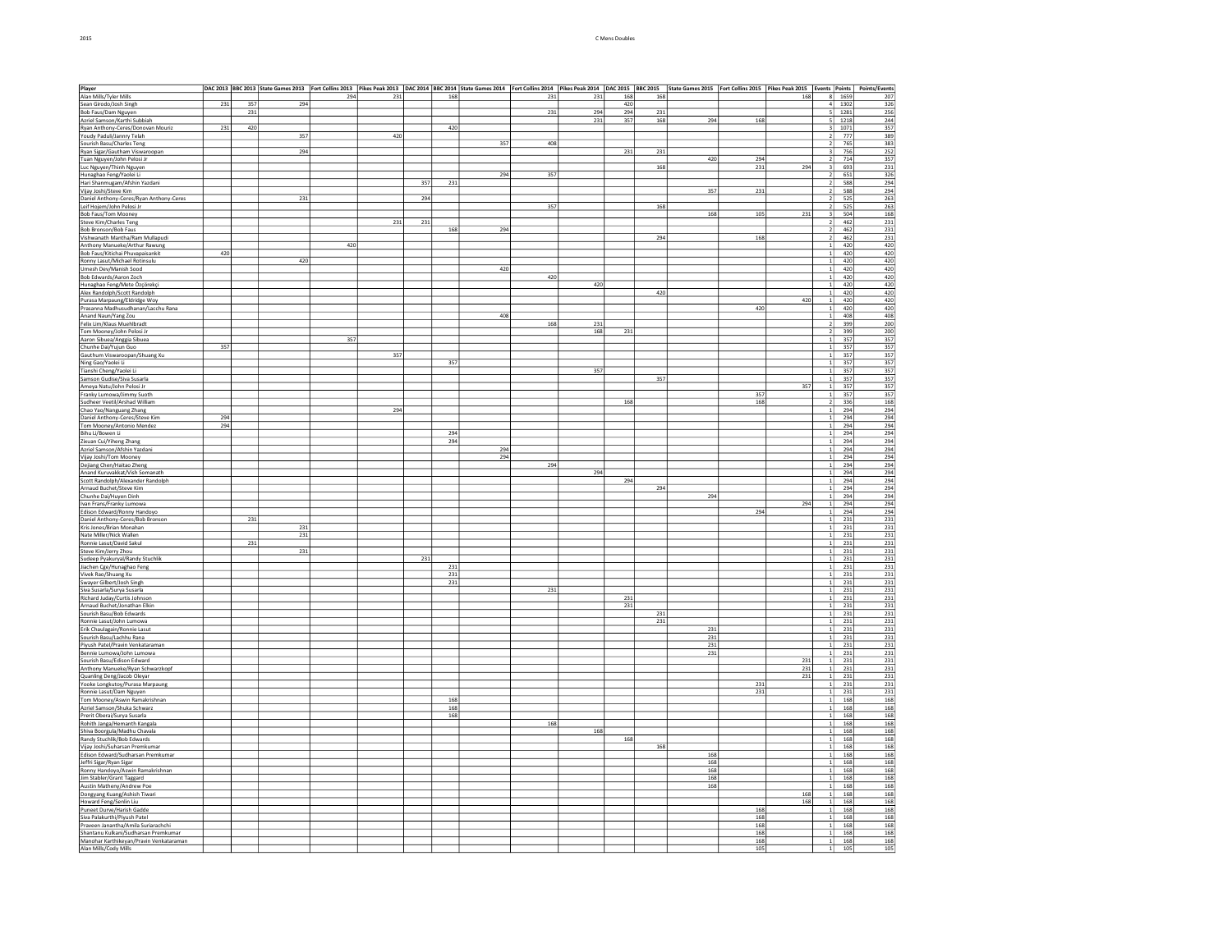# C Mens Doubles

2015

| Player | DAC 2013 | BBC 2013 | State Games 2013 | Fort Collins 2013 | Pikes Peak 2013 | DAC 2014 | BBC 2014 | State Games 2014 | Fort Collins 2014 | Pikes Peak 2014 | DAC 2015 | BBC 2015 | State Games 2015 | Fort Collins 2015 | Pikes Peak 2015 | Events | Points | Points/Events |
|---|---|---|---|---|---|---|---|---|---|---|---|---|---|---|---|---|---|---|
| Alan Mills/Tyler Mills | | | | 294 | 231 | | 168 | | 231 | 231 | 168 | 168 | | | 168 | 8 | 1659 | 207 |
| Sean Girodo/Josh Singh | 231 | 357 | 294 | | | | | | | | 420 | | | | | 4 | 1302 | 326 |
| Bob Faus/Dam Nguyen | | 231 | | | | | | | 231 | 294 | 294 | 231 | | | | 5 | 1281 | 256 |
| Azriel Samson/Karthi Subbiah | | | | | | | | | | 231 | 357 | 168 | 294 | 168 | | 5 | 1218 | 244 |
| Ryan Anthony-Ceres/Donovan Mouriz | 231 | 420 | | | | | 420 | | | | | | | | | 3 | 1071 | 357 |
| Youdy Paduli/Jannry Telah | | | 357 | | 420 | | | | | | | | | | | 2 | 777 | 389 |
| Sourish Basu/Charles Teng | | | | | | | | 357 | 408 | | | | | | | 2 | 765 | 383 |
| Ryan Sigar/Gautham Viswaroopan | | | 294 | | | | | | | | 231 | 231 | | | | 3 | 756 | 252 |
| Tuan Nguyen/John Pelosi Jr | | | | | | | | | | | | | 420 | 294 | | 2 | 714 | 357 |
| Luc Nguyen/Thinh Nguyen | | | | | | | | | | | | 168 | | 231 | 294 | 3 | 693 | 231 |
| Hunaghao Feng/Yaolei Li | | | | | | | | 294 | 357 | | | | | | | 2 | 651 | 326 |
| Hari Shanmugam/Afshin Yazdani | | | | | | 357 | 231 | | | | | | | | | 2 | 588 | 294 |
| Vijay Joshi/Steve Kim | | | | | | | | | | | | | 357 | 231 | | 2 | 588 | 294 |
| Daniel Anthony-Ceres/Ryan Anthony-Ceres | | | 231 | | | 294 | | | | | | | | | | 2 | 525 | 263 |
| Leif Hojem/John Pelosi Jr | | | | | | | | | 357 | | | 168 | | | | 2 | 525 | 263 |
| Bob Faus/Tom Mooney | | | | | | | | | | | | | 168 | 105 | 231 | 3 | 504 | 168 |
| Steve Kim/Charles Teng | | | | | 231 | 231 | | | | | | | | | | 2 | 462 | 231 |
| Bob Bronson/Bob Faus | | | | | | | 168 | 294 | | | | | | | | 2 | 462 | 231 |
| Vishwanath Mantha/Ram Mullapudi | | | | | | | | | | | | 294 | | 168 | | 2 | 462 | 231 |
| Anthony Manueke/Arthur Rawung | | | | 420 | | | | | | | | | | | | 1 | 420 | 420 |
| Bob Faus/Kitichai Phuvapaisankit | 420 | | | | | | | | | | | | | | | 1 | 420 | 420 |
| Ronny Lasut/Michael Rotinsulu | | | 420 | | | | | | | | | | | | | 1 | 420 | 420 |
| Umesh Dev/Manish Sood | | | | | | | | 420 | | | | | | | | 1 | 420 | 420 |
| Bob Edwards/Aaron Zoch | | | | | | | | | 420 | | | | | | | 1 | 420 | 420 |
| Hunaghao Feng/Mete Özçörekçi | | | | | | | | | | 420 | | | | | | 1 | 420 | 420 |
| Alex Randolph/Scott Randolph | | | | | | | | | | | | 420 | | | | 1 | 420 | 420 |
| Purasa Marpaung/Eldridge Woy | | | | | | | | | | | | | | | 420 | 1 | 420 | 420 |
| Prasanna Madhusudhanan/Lacchu Rana | | | | | | | | | | | | | | 420 | | 1 | 420 | 420 |
| Anand Naun/Yang Zou | | | | | | | | 408 | | | | | | | | 1 | 408 | 408 |
| Felix Lim/Klaus Muehlbradt | | | | | | | | | 168 | 231 | | | | | | 2 | 399 | 200 |
| Tom Mooney/John Pelosi Jr | | | | | | | | | | 168 | 231 | | | | | 2 | 399 | 200 |
| Aaron Sibuea/Anggia Sibuea | | | | 357 | | | | | | | | | | | | 1 | 357 | 357 |
| Chunhe Dai/Yujun Guo | 357 | | | | | | | | | | | | | | | 1 | 357 | 357 |
| Gauthum Viswaroopan/Shuang Xu | | | | | 357 | | | | | | | | | | | 1 | 357 | 357 |
| Ning Gao/Yaolei Li | | | | | | | 357 | | | | | | | | | 1 | 357 | 357 |
| Tianshi Cheng/Yaolei Li | | | | | | | | | | 357 | | | | | | 1 | 357 | 357 |
| Samson Gudise/Siva Susarla | | | | | | | | | | | | 357 | | | | 1 | 357 | 357 |
| Ameya Natu/John Pelosi Jr | | | | | | | | | | | | | | | 357 | 1 | 357 | 357 |
| Franky Lumowa/Jimmy Suoth | | | | | | | | | | | | | | 357 | | 1 | 357 | 357 |
| Sudheer Veetil/Arshad William | | | | | | | | | | | 168 | | | 168 | | 2 | 336 | 168 |
| Chao Yao/Nanguang Zhang | | | | | 294 | | | | | | | | | | | 1 | 294 | 294 |
| Daniel Anthony-Ceres/Steve Kim | 294 | | | | | | | | | | | | | | | 1 | 294 | 294 |
| Tom Mooney/Antonio Mendez | 294 | | | | | | | | | | | | | | | 1 | 294 | 294 |
| Bihu Li/Bowen Li | | | | | | | 294 | | | | | | | | | 1 | 294 | 294 |
| Zixuan Cui/Yiheng Zhang | | | | | | | 294 | | | | | | | | | 1 | 294 | 294 |
| Azriel Samson/Afshin Yazdani | | | | | | | | 294 | | | | | | | | 1 | 294 | 294 |
| Vijay Joshi/Tom Mooney | | | | | | | | 294 | | | | | | | | 1 | 294 | 294 |
| Dejiang Chen/Haitao Zheng | | | | | | | | | 294 | | | | | | | 1 | 294 | 294 |
| Anand Kuruvakkat/Vish Somanath | | | | | | | | | | 294 | | | | | | 1 | 294 | 294 |
| Scott Randolph/Alexander Randolph | | | | | | | | | | | 294 | | | | | 1 | 294 | 294 |
| Arnaud Buchet/Steve Kim | | | | | | | | | | | | 294 | | | | 1 | 294 | 294 |
| Chunhe Dai/Huyen Dinh | | | | | | | | | | | | | 294 | | | 1 | 294 | 294 |
| Ivan Frans/Franky Lumowa | | | | | | | | | | | | | | | 294 | 1 | 294 | 294 |
| Edison Edward/Ronny Handoyo | | | | | | | | | | | | | | 294 | | 1 | 294 | 294 |
| Daniel Anthony-Ceres/Bob Bronson | | 231 | | | | | | | | | | | | | | 1 | 231 | 231 |
| Kris Jones/Brian Monahan | | | 231 | | | | | | | | | | | | | 1 | 231 | 231 |
| Nate Miller/Nick Wallen | | | 231 | | | | | | | | | | | | | 1 | 231 | 231 |
| Ronnie Lasut/David Sakul | | 231 | | | | | | | | | | | | | | 1 | 231 | 231 |
| Steve Kim/Jerry Zhou | | | 231 | | | | | | | | | | | | | 1 | 231 | 231 |
| Sudeep Pyakuryal/Randy Stuchlik | | | | | | 231 | | | | | | | | | | 1 | 231 | 231 |
| Jiachen Cge/Hunaghao Feng | | | | | | | 231 | | | | | | | | | 1 | 231 | 231 |
| Vivek Rao/Shuang Xu | | | | | | | 231 | | | | | | | | | 1 | 231 | 231 |
| Swayer Gilbert/Josh Singh | | | | | | | 231 | | | | | | | | | 1 | 231 | 231 |
| Siva Susarla/Surya Susarla | | | | | | | | | 231 | | | | | | | 1 | 231 | 231 |
| Richard Juday/Curtis Johnson | | | | | | | | | | | 231 | | | | | 1 | 231 | 231 |
| Arnaud Buchet/Jonathan Elkin | | | | | | | | | | | 231 | | | | | 1 | 231 | 231 |
| Sourish Basu/Bob Edwards | | | | | | | | | | | | 231 | | | | 1 | 231 | 231 |
| Ronnie Lasut/John Lumowa | | | | | | | | | | | | 231 | | | | 1 | 231 | 231 |
| Erik Chaulagain/Ronnie Lasut | | | | | | | | | | | | | 231 | | | 1 | 231 | 231 |
| Sourish Basu/Lachhu Rana | | | | | | | | | | | | | 231 | | | 1 | 231 | 231 |
| Piyush Patel/Pravin Venkataraman | | | | | | | | | | | | | 231 | | | 1 | 231 | 231 |
| Bennie Lumowa/John Lumowa | | | | | | | | | | | | | 231 | | | 1 | 231 | 231 |
| Sourish Basu/Edison Edward | | | | | | | | | | | | | | | 231 | 1 | 231 | 231 |
| Anthony Manueke/Ryan Schwarzkopf | | | | | | | | | | | | | | | 231 | 1 | 231 | 231 |
| Quanling Deng/Jacob Oleyar | | | | | | | | | | | | | | | 231 | 1 | 231 | 231 |
| Yooke Longkutoy/Purasa Marpaung | | | | | | | | | | | | | | 231 | | 1 | 231 | 231 |
| Ronnie Lasut/Dam Nguyen | | | | | | | | | | | | | | 231 | | 1 | 231 | 231 |
| Tom Mooney/Aswin Ramakrishnan | | | | | | | 168 | | | | | | | | | 1 | 168 | 168 |
| Azriel Samson/Shuka Schwarz | | | | | | | 168 | | | | | | | | | 1 | 168 | 168 |
| Prerit Oberai/Surya Susarla | | | | | | | 168 | | | | | | | | | 1 | 168 | 168 |
| Rohith Janga/Hemanth Kangala | | | | | | | | | 168 | | | | | | | 1 | 168 | 168 |
| Shiva Boorgula/Madhu Chavala | | | | | | | | | | 168 | | | | | | 1 | 168 | 168 |
| Randy Stuchlik/Bob Edwards | | | | | | | | | | | 168 | | | | | 1 | 168 | 168 |
| Vijay Joshi/Suharsan Premkumar | | | | | | | | | | | | 168 | | | | 1 | 168 | 168 |
| Edison Edward/Sudharsan Premkumar | | | | | | | | | | | | | 168 | | | 1 | 168 | 168 |
| Jeffri Sigar/Ryan Sigar | | | | | | | | | | | | | 168 | | | 1 | 168 | 168 |
| Ronny Handoyo/Aswin Ramakrishnan | | | | | | | | | | | | | 168 | | | 1 | 168 | 168 |
| Jim Stabler/Grant Taggard | | | | | | | | | | | | | 168 | | | 1 | 168 | 168 |
| Austin Matheny/Andrew Poe | | | | | | | | | | | | | 168 | | | 1 | 168 | 168 |
| Dongyang Kuang/Ashish Tiwari | | | | | | | | | | | | | | | 168 | 1 | 168 | 168 |
| Howard Feng/Senlin Liu | | | | | | | | | | | | | | | 168 | 1 | 168 | 168 |
| Puneet Durve/Harish Gadde | | | | | | | | | | | | | | 168 | | 1 | 168 | 168 |
| Siva Palakurthi/Piyush Patel | | | | | | | | | | | | | | 168 | | 1 | 168 | 168 |
| Praveen Janantha/Amila Suriarachchi | | | | | | | | | | | | | | 168 | | 1 | 168 | 168 |
| Shantanu Kulkani/Sudharsan Premkumar | | | | | | | | | | | | | | 168 | | 1 | 168 | 168 |
| Manohar Karthikeyan/Pravin Venkataraman | | | | | | | | | | | | | | 168 | | 1 | 168 | 168 |
| Alan Mills/Cody Mills | | | | | | | | | | | | | | 105 | | 1 | 105 | 105 |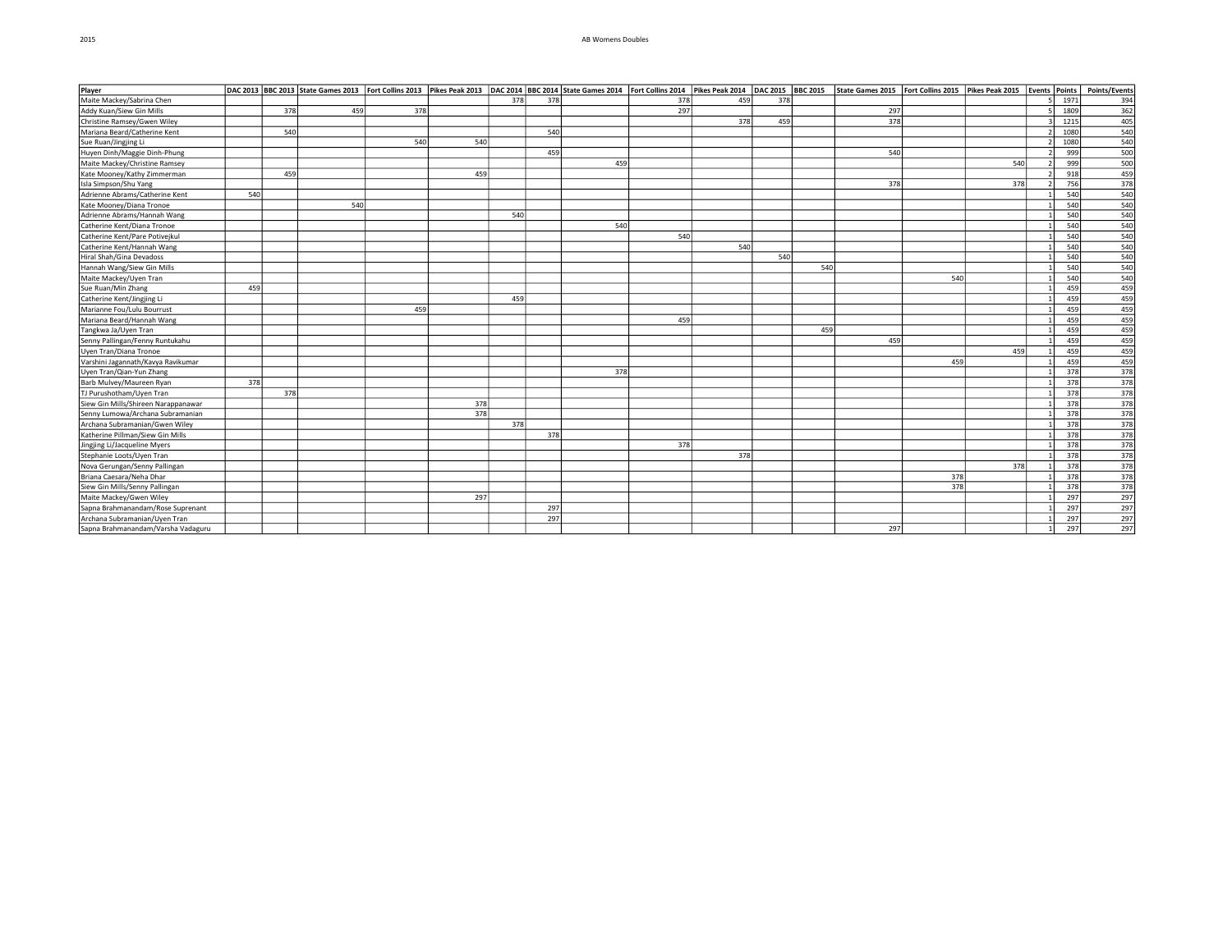# AB Womens Doubles

| Player | DAC 2013 | BBC 2013 | State Games 2013 | Fort Collins 2013 | Pikes Peak 2013 | DAC 2014 | BBC 2014 | State Games 2014 | Fort Collins 2014 | Pikes Peak 2014 | DAC 2015 | BBC 2015 | State Games 2015 | Fort Collins 2015 | Pikes Peak 2015 | Events | Points | Points/Events |
|---|---|---|---|---|---|---|---|---|---|---|---|---|---|---|---|---|---|---|
| Maite Mackey/Sabrina Chen | | | | | | 378 | 378 | | 378 | 459 | 378 | | | | | 5 | 1971 | 394 |
| Addy Kuan/Siew Gin Mills | | 378 | 459 | 378 | | | | | 297 | | | | 297 | | | 5 | 1809 | 362 |
| Christine Ramsey/Gwen Wiley | | | | | | | | | | 378 | 459 | | 378 | | | 3 | 1215 | 405 |
| Mariana Beard/Catherine Kent | | 540 | | | | | 540 | | | | | | | | | 2 | 1080 | 540 |
| Sue Ruan/Jingjing Li | | | | 540 | 540 | | | | | | | | | | | 2 | 1080 | 540 |
| Huyen Dinh/Maggie Dinh-Phung | | | | | | | 459 | | | | | | 540 | | | 2 | 999 | 500 |
| Maite Mackey/Christine Ramsey | | | | | | | | 459 | | | | | | | 540 | 2 | 999 | 500 |
| Kate Mooney/Kathy Zimmerman | | 459 | | | 459 | | | | | | | | | | | 2 | 918 | 459 |
| Isla Simpson/Shu Yang | | | | | | | | | | | | | 378 | | 378 | 2 | 756 | 378 |
| Adrienne Abrams/Catherine Kent | 540 | | | | | | | | | | | | | | | 1 | 540 | 540 |
| Kate Mooney/Diana Tronoe | | | 540 | | | | | | | | | | | | | 1 | 540 | 540 |
| Adrienne Abrams/Hannah Wang | | | | | | 540 | | | | | | | | | | 1 | 540 | 540 |
| Catherine Kent/Diana Tronoe | | | | | | | | 540 | | | | | | | | 1 | 540 | 540 |
| Catherine Kent/Pare Potivejkul | | | | | | | | | 540 | | | | | | | 1 | 540 | 540 |
| Catherine Kent/Hannah Wang | | | | | | | | | | 540 | | | | | | 1 | 540 | 540 |
| Hiral Shah/Gina Devadoss | | | | | | | | | | | 540 | | | | | 1 | 540 | 540 |
| Hannah Wang/Siew Gin Mills | | | | | | | | | | | | 540 | | | | 1 | 540 | 540 |
| Maite Mackey/Uyen Tran | | | | | | | | | | | | | | 540 | | 1 | 540 | 540 |
| Sue Ruan/Min Zhang | 459 | | | | | | | | | | | | | | | 1 | 459 | 459 |
| Catherine Kent/Jingjing Li | | | | | | 459 | | | | | | | | | | 1 | 459 | 459 |
| Marianne Fou/Lulu Bourrust | | | | 459 | | | | | | | | | | | | 1 | 459 | 459 |
| Mariana Beard/Hannah Wang | | | | | | | | | 459 | | | | | | | 1 | 459 | 459 |
| Tangkwa Ja/Uyen Tran | | | | | | | | | | | | 459 | | | | 1 | 459 | 459 |
| Senny Pallingan/Fenny Runtukahu | | | | | | | | | | | | | 459 | | | 1 | 459 | 459 |
| Uyen Tran/Diana Tronoe | | | | | | | | | | | | | | | 459 | 1 | 459 | 459 |
| Varshini Jagannath/Kavya Ravikumar | | | | | | | | | | | | | | 459 | | 1 | 459 | 459 |
| Uyen Tran/Qian-Yun Zhang | | | | | | | | 378 | | | | | | | | 1 | 378 | 378 |
| Barb Mulvey/Maureen Ryan | 378 | | | | | | | | | | | | | | | 1 | 378 | 378 |
| TJ Purushotham/Uyen Tran | | 378 | | | | | | | | | | | | | | 1 | 378 | 378 |
| Siew Gin Mills/Shireen Narappanawar | | | | | 378 | | | | | | | | | | | 1 | 378 | 378 |
| Senny Lumowa/Archana Subramanian | | | | | 378 | | | | | | | | | | | 1 | 378 | 378 |
| Archana Subramanian/Gwen Wiley | | | | | | 378 | | | | | | | | | | 1 | 378 | 378 |
| Katherine Pillman/Siew Gin Mills | | | | | | | 378 | | | | | | | | | 1 | 378 | 378 |
| Jingjing Li/Jacqueline Myers | | | | | | | | | 378 | | | | | | | 1 | 378 | 378 |
| Stephanie Loots/Uyen Tran | | | | | | | | | | 378 | | | | | | 1 | 378 | 378 |
| Nova Gerungan/Senny Pallingan | | | | | | | | | | | | | | | 378 | 1 | 378 | 378 |
| Briana Caesara/Neha Dhar | | | | | | | | | | | | | | 378 | | 1 | 378 | 378 |
| Siew Gin Mills/Senny Pallingan | | | | | | | | | | | | | | 378 | | 1 | 378 | 378 |
| Maite Mackey/Gwen Wiley | | | | | 297 | | | | | | | | | | | 1 | 297 | 297 |
| Sapna Brahmanandam/Rose Suprenant | | | | | | | 297 | | | | | | | | | 1 | 297 | 297 |
| Archana Subramanian/Uyen Tran | | | | | | | 297 | | | | | | | | | 1 | 297 | 297 |
| Sapna Brahmanandam/Varsha Vadaguru | | | | | | | | | | | | | 297 | | | 1 | 297 | 297 |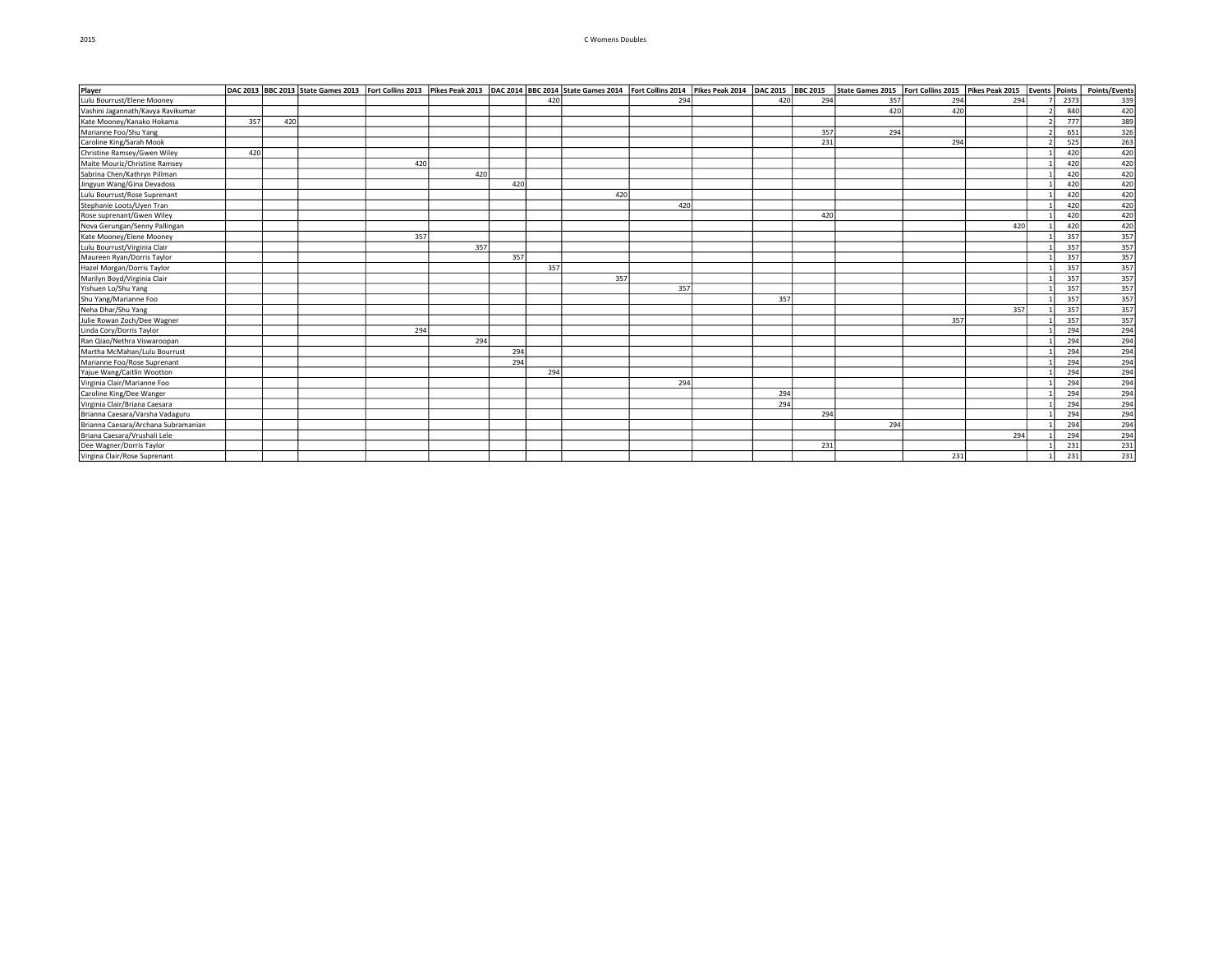2015

# C Womens Doubles

| Player | DAC 2013 | BBC 2013 | State Games 2013 | Fort Collins 2013 | Pikes Peak 2013 | DAC 2014 | BBC 2014 | State Games 2014 | Fort Collins 2014 | Pikes Peak 2014 | DAC 2015 | BBC 2015 | State Games 2015 | Fort Collins 2015 | Pikes Peak 2015 | Events | Points | Points/Events |
|---|---|---|---|---|---|---|---|---|---|---|---|---|---|---|---|---|---|---|
| Lulu Bourrust/Elene Mooney | | | | | | | 420 | | 294 | | 420 | 294 | 357 | 294 | 294 | 7 | 2373 | 339 |
| Vashini Jagannath/Kavya Ravikumar | | | | | | | | | | | | | 420 | 420 | | 2 | 840 | 420 |
| Kate Mooney/Kanako Hokama | 357 | 420 | | | | | | | | | | | | | | 2 | 777 | 389 |
| Marianne Foo/Shu Yang | | | | | | | | | | | | 357 | 294 | | | 2 | 651 | 326 |
| Caroline King/Sarah Mook | | | | | | | | | | | | 231 | | 294 | | 2 | 525 | 263 |
| Christine Ramsey/Gwen Wiley | 420 | | | | | | | | | | | | | | | 1 | 420 | 420 |
| Maite Mouriz/Christine Ramsey | | | | 420 | | | | | | | | | | | | 1 | 420 | 420 |
| Sabrina Chen/Kathryn Pillman | | | | | 420 | | | | | | | | | | | 1 | 420 | 420 |
| Jingyun Wang/Gina Devadoss | | | | | | 420 | | | | | | | | | | 1 | 420 | 420 |
| Lulu Bourrust/Rose Suprenant | | | | | | | | 420 | | | | | | | | 1 | 420 | 420 |
| Stephanie Loots/Uyen Tran | | | | | | | | | 420 | | | | | | | 1 | 420 | 420 |
| Rose suprenant/Gwen Wiley | | | | | | | | | | | | 420 | | | | 1 | 420 | 420 |
| Nova Gerungan/Senny Pallingan | | | | | | | | | | | | | | | 420 | 1 | 420 | 420 |
| Kate Mooney/Elene Mooney | | | | 357 | | | | | | | | | | | | 1 | 357 | 357 |
| Lulu Bourrust/Virginia Clair | | | | | 357 | | | | | | | | | | | 1 | 357 | 357 |
| Maureen Ryan/Dorris Taylor | | | | | | 357 | | | | | | | | | | 1 | 357 | 357 |
| Hazel Morgan/Dorris Taylor | | | | | | | 357 | | | | | | | | | 1 | 357 | 357 |
| Marilyn Boyd/Virginia Clair | | | | | | | | 357 | | | | | | | | 1 | 357 | 357 |
| Yishuen Lo/Shu Yang | | | | | | | | | 357 | | | | | | | 1 | 357 | 357 |
| Shu Yang/Marianne Foo | | | | | | | | | | | 357 | | | | | 1 | 357 | 357 |
| Neha Dhar/Shu Yang | | | | | | | | | | | | | | | 357 | 1 | 357 | 357 |
| Julie Rowan Zoch/Dee Wagner | | | | | | | | | | | | | | 357 | | 1 | 357 | 357 |
| Linda Cory/Dorris Taylor | | | | 294 | | | | | | | | | | | | 1 | 294 | 294 |
| Ran Qiao/Nethra Viswaroopan | | | | | 294 | | | | | | | | | | | 1 | 294 | 294 |
| Martha McMahan/Lulu Bourrust | | | | | | 294 | | | | | | | | | | 1 | 294 | 294 |
| Marianne Foo/Rose Suprenant | | | | | | 294 | | | | | | | | | | 1 | 294 | 294 |
| Yajue Wang/Caitlin Wootton | | | | | | | 294 | | | | | | | | | 1 | 294 | 294 |
| Virginia Clair/Marianne Foo | | | | | | | | | 294 | | | | | | | 1 | 294 | 294 |
| Caroline King/Dee Wanger | | | | | | | | | | | 294 | | | | | 1 | 294 | 294 |
| Virginia Clair/Briana Caesara | | | | | | | | | | | 294 | | | | | 1 | 294 | 294 |
| Brianna Caesara/Varsha Vadaguru | | | | | | | | | | | | 294 | | | | 1 | 294 | 294 |
| Brianna Caesara/Archana Subramanian | | | | | | | | | | | | | 294 | | | 1 | 294 | 294 |
| Briana Caesara/Vrushali Lele | | | | | | | | | | | | | | | 294 | 1 | 294 | 294 |
| Dee Wagner/Dorris Taylor | | | | | | | | | | | | 231 | | | | 1 | 231 | 231 |
| Virgina Clair/Rose Suprenant | | | | | | | | | | | | | | 231 | | 1 | 231 | 231 |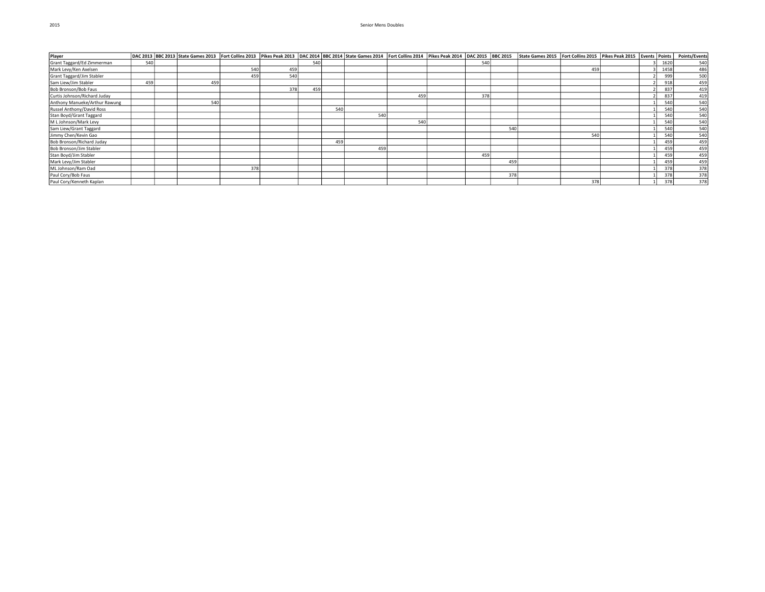# Senior Mens Doubles

| Player | DAC 2013 | BBC 2013 | State Games 2013 | Fort Collins 2013 | Pikes Peak 2013 | DAC 2014 | BBC 2014 | State Games 2014 | Fort Collins 2014 | Pikes Peak 2014 | DAC 2015 | BBC 2015 | State Games 2015 | Fort Collins 2015 | Pikes Peak 2015 | Events | Points | Points/Events |
|---|---|---|---|---|---|---|---|---|---|---|---|---|---|---|---|---|---|---|
| Grant Taggard/Ed Zimmerman | 540 | | | | | 540 | | | | | 540 | | | | | 3 | 1620 | 540 |
| Mark Levy/Ken Axelsen | | | | 540 | 459 | | | | | | | | | 459 | | 3 | 1458 | 486 |
| Grant Taggard/Jim Stabler | | | | 459 | 540 | | | | | | | | | | | 2 | 999 | 500 |
| Sam Liew/Jim Stabler | 459 | | 459 | | | | | | | | | | | | | 2 | 918 | 459 |
| Bob Bronson/Bob Faus | | | | | 378 | 459 | | | | | | | | | | 2 | 837 | 419 |
| Curtis Johnson/Richard Juday | | | | | | | | | 459 | | 378 | | | | | 2 | 837 | 419 |
| Anthony Manueke/Arthur Rawung | | | 540 | | | | | | | | | | | | | 1 | 540 | 540 |
| Russel Anthony/David Ross | | | | | | | 540 | | | | | | | | | 1 | 540 | 540 |
| Stan Boyd/Grant Taggard | | | | | | | | 540 | | | | | | | | 1 | 540 | 540 |
| M L Johnson/Mark Levy | | | | | | | | | 540 | | | | | | | 1 | 540 | 540 |
| Sam Liew/Grant Taggard | | | | | | | | | | | | 540 | | | | 1 | 540 | 540 |
| Jimmy Chen/Kevin Gao | | | | | | | | | | | | | | 540 | | 1 | 540 | 540 |
| Bob Bronson/Richard Juday | | | | | | | 459 | | | | | | | | | 1 | 459 | 459 |
| Bob Bronson/Jim Stabler | | | | | | | | 459 | | | | | | | | 1 | 459 | 459 |
| Stan Boyd/Jim Stabler | | | | | | | | | | | 459 | | | | | 1 | 459 | 459 |
| Mark Levy/Jim Stabler | | | | | | | | | | | | 459 | | | | 1 | 459 | 459 |
| ML Johnson/Ram Oad | | | | 378 | | | | | | | | | | | | 1 | 378 | 378 |
| Paul Cory/Bob Faus | | | | | | | | | | | | 378 | | | | 1 | 378 | 378 |
| Paul Cory/Kenneth Kaplan | | | | | | | | | | | | | | 378 | | 1 | 378 | 378 |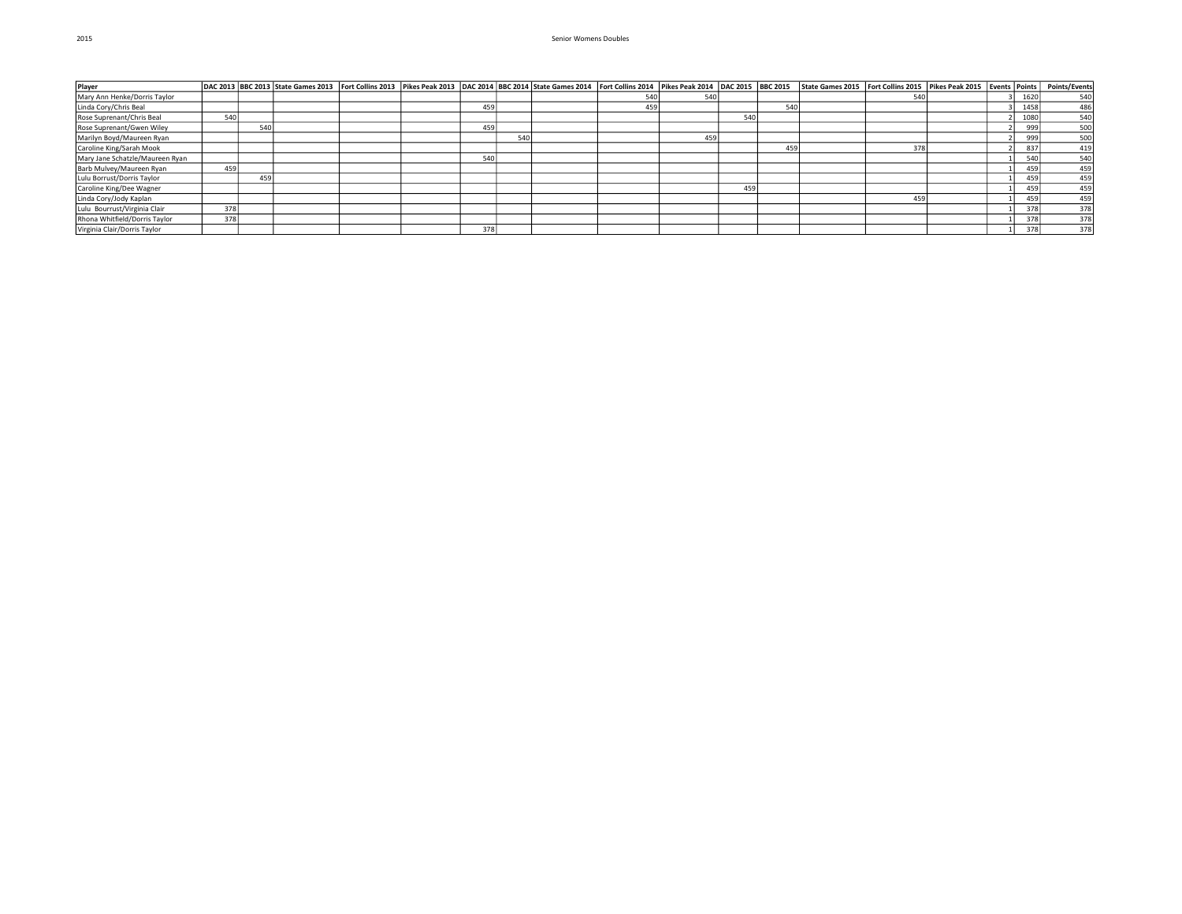# Senior Womens Doubles

| Player | DAC 2013 | BBC 2013 | State Games 2013 | Fort Collins 2013 | Pikes Peak 2013 | DAC 2014 | BBC 2014 | State Games 2014 | Fort Collins 2014 | Pikes Peak 2014 | DAC 2015 | BBC 2015 | State Games 2015 | Fort Collins 2015 | Pikes Peak 2015 | Events | Points | Points/Events |
|---|---|---|---|---|---|---|---|---|---|---|---|---|---|---|---|---|---|---|
| Mary Ann Henke/Dorris Taylor | | | | | | | | | 540 | 540 | | | | 540 | | 3 | 1620 | 540 |
| Linda Cory/Chris Beal | | | | | | 459 | | | 459 | | | 540 | | | | 3 | 1458 | 486 |
| Rose Suprenant/Chris Beal | 540 | | | | | | | | | | 540 | | | | | 2 | 1080 | 540 |
| Rose Suprenant/Gwen Wiley | | 540 | | | | 459 | | | | | | | | | | 2 | 999 | 500 |
| Marilyn Boyd/Maureen Ryan | | | | | | | 540 | | | 459 | | | | | | 2 | 999 | 500 |
| Caroline King/Sarah Mook | | | | | | | | | | | | 459 | | 378 | | 2 | 837 | 419 |
| Mary Jane Schatzle/Maureen Ryan | | | | | | 540 | | | | | | | | | | 1 | 540 | 540 |
| Barb Mulvey/Maureen Ryan | 459 | | | | | | | | | | | | | | | 1 | 459 | 459 |
| Lulu Borrust/Dorris Taylor | | 459 | | | | | | | | | | | | | | 1 | 459 | 459 |
| Caroline King/Dee Wagner | | | | | | | | | | | 459 | | | | | 1 | 459 | 459 |
| Linda Cory/Jody Kaplan | | | | | | | | | | | | | | 459 | | 1 | 459 | 459 |
| Lulu Bourrust/Virginia Clair | 378 | | | | | | | | | | | | | | | 1 | 378 | 378 |
| Rhona Whitfield/Dorris Taylor | 378 | | | | | | | | | | | | | | | 1 | 378 | 378 |
| Virginia Clair/Dorris Taylor | | | | | | 378 | | | | | | | | | | 1 | 378 | 378 |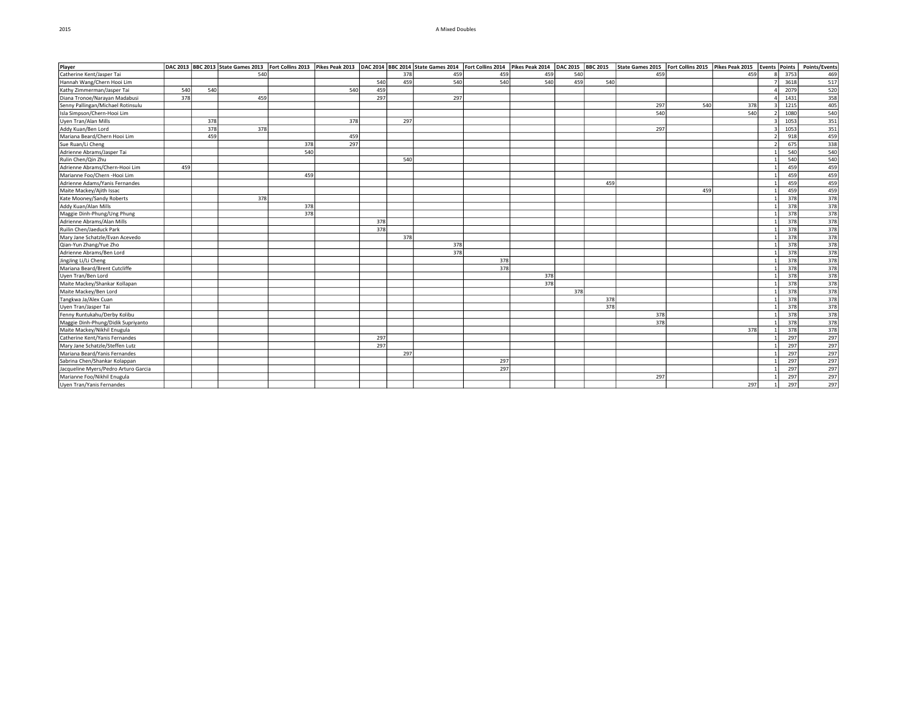# A Mixed Doubles

| Player | DAC 2013 | BBC 2013 | State Games 2013 | Fort Collins 2013 | Pikes Peak 2013 | DAC 2014 | BBC 2014 | State Games 2014 | Fort Collins 2014 | Pikes Peak 2014 | DAC 2015 | BBC 2015 | State Games 2015 | Fort Collins 2015 | Pikes Peak 2015 | Events | Points | Points/Events |
|---|---|---|---|---|---|---|---|---|---|---|---|---|---|---|---|---|---|---|
| Catherine Kent/Jasper Tai | | | 540 | | | | 378 | 459 | 459 | 459 | 540 | | 459 | | 459 | 8 | 3753 | 469 |
| Hannah Wang/Chern Hooi Lim | | | | | | 540 | 459 | 540 | 540 | 540 | 459 | 540 | | | | 7 | 3618 | 517 |
| Kathy Zimmerman/Jasper Tai | 540 | 540 | | | 540 | 459 | | | | | | | | | | 4 | 2079 | 520 |
| Diana Tronoe/Narayan Madabusi | 378 | | 459 | | | 297 | | 297 | | | | | | | | 4 | 1431 | 358 |
| Senny Pallingan/Michael Rotinsulu | | | | | | | | | | | | | 297 | 540 | 378 | 3 | 1215 | 405 |
| Isla Simpson/Chern-Hooi Lim | | | | | | | | | | | | | 540 | | 540 | 2 | 1080 | 540 |
| Uyen Tran/Alan Mills | | 378 | | | 378 | | 297 | | | | | | | | | 3 | 1053 | 351 |
| Addy Kuan/Ben Lord | | 378 | 378 | | | | | | | | | | 297 | | | 3 | 1053 | 351 |
| Mariana Beard/Chern Hooi Lim | | 459 | | | 459 | | | | | | | | | | | 2 | 918 | 459 |
| Sue Ruan/Li Cheng | | | | 378 | 297 | | | | | | | | | | | 2 | 675 | 338 |
| Adrienne Abrams/Jasper Tai | | | | 540 | | | | | | | | | | | | 1 | 540 | 540 |
| Rulin Chen/Qin Zhu | | | | | | | 540 | | | | | | | | | 1 | 540 | 540 |
| Adrienne Abrams/Chern-Hooi Lim | 459 | | | | | | | | | | | | | | | 1 | 459 | 459 |
| Marianne Foo/Chern -Hooi Lim | | | | 459 | | | | | | | | | | | | 1 | 459 | 459 |
| Adrienne Adams/Yanis Fernandes | | | | | | | | | | | | 459 | | | | 1 | 459 | 459 |
| Maite Mackey/Ajith Issac | | | | | | | | | | | | | | 459 | | 1 | 459 | 459 |
| Kate Mooney/Sandy Roberts | | | 378 | | | | | | | | | | | | | 1 | 378 | 378 |
| Addy Kuan/Alan Mills | | | | 378 | | | | | | | | | | | | 1 | 378 | 378 |
| Maggie Dinh-Phung/Ung Phung | | | | 378 | | | | | | | | | | | | 1 | 378 | 378 |
| Adrienne Abrams/Alan Mills | | | | | | 378 | | | | | | | | | | 1 | 378 | 378 |
| Ruilin Chen/Jaeduck Park | | | | | | 378 | | | | | | | | | | 1 | 378 | 378 |
| Mary Jane Schatzle/Evan Acevedo | | | | | | | 378 | | | | | | | | | 1 | 378 | 378 |
| Qian-Yun Zhang/Yue Zho | | | | | | | | 378 | | | | | | | | 1 | 378 | 378 |
| Adrienne Abrams/Ben Lord | | | | | | | | 378 | | | | | | | | 1 | 378 | 378 |
| Jingling Li/Li Cheng | | | | | | | | | 378 | | | | | | | 1 | 378 | 378 |
| Mariana Beard/Brent Cutcliffe | | | | | | | | | 378 | | | | | | | 1 | 378 | 378 |
| Uyen Tran/Ben Lord | | | | | | | | | | 378 | | | | | | 1 | 378 | 378 |
| Maite Mackey/Shankar Kollapan | | | | | | | | | | 378 | | | | | | 1 | 378 | 378 |
| Maite Mackey/Ben Lord | | | | | | | | | | | 378 | | | | | 1 | 378 | 378 |
| Tangkwa Ja/Alex Cuan | | | | | | | | | | | | 378 | | | | 1 | 378 | 378 |
| Uyen Tran/Jasper Tai | | | | | | | | | | | | 378 | | | | 1 | 378 | 378 |
| Fenny Runtukahu/Derby Kolibu | | | | | | | | | | | | | 378 | | | 1 | 378 | 378 |
| Maggie Dinh-Phung/Didik Supriyanto | | | | | | | | | | | | | 378 | | | 1 | 378 | 378 |
| Maite Mackey/Nikhil Enugula | | | | | | | | | | | | | | | 378 | 1 | 378 | 378 |
| Catherine Kent/Yanis Fernandes | | | | | | 297 | | | | | | | | | | 1 | 297 | 297 |
| Mary Jane Schatzle/Steffen Lutz | | | | | | 297 | | | | | | | | | | 1 | 297 | 297 |
| Mariana Beard/Yanis Fernandes | | | | | | | 297 | | | | | | | | | 1 | 297 | 297 |
| Sabrina Chen/Shankar Kolappan | | | | | | | | | 297 | | | | | | | 1 | 297 | 297 |
| Jacqueline Myers/Pedro Arturo Garcia | | | | | | | | | 297 | | | | | | | 1 | 297 | 297 |
| Marianne Foo/Nikhil Enugula | | | | | | | | | | | | | 297 | | | 1 | 297 | 297 |
| Uyen Tran/Yanis Fernandes | | | | | | | | | | | | | | | 297 | 1 | 297 | 297 |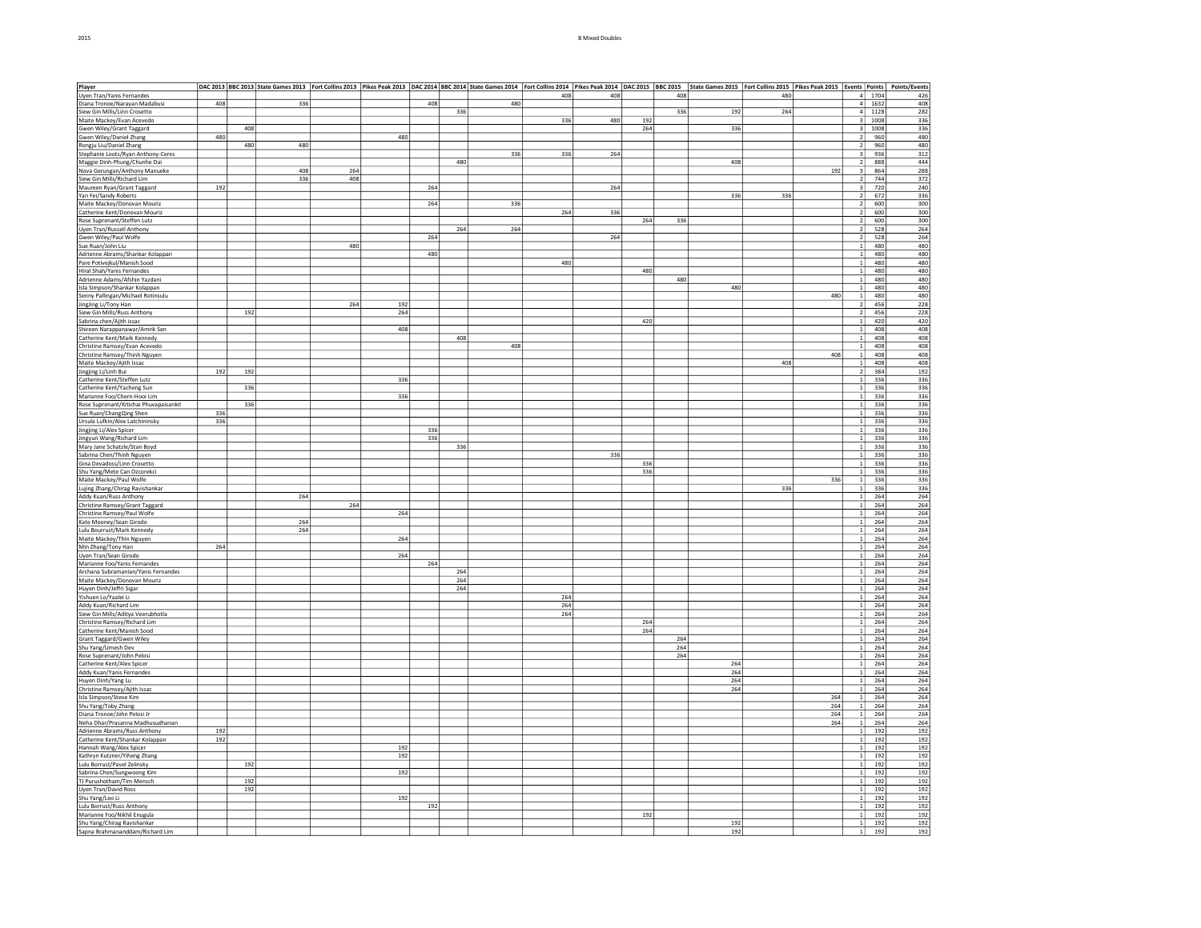# B Mixed Doubles

| Player | DAC 2013 | BBC 2013 | State Games 2013 | Fort Collins 2013 | Pikes Peak 2013 | DAC 2014 | BBC 2014 | State Games 2014 | Fort Collins 2014 | Pikes Peak 2014 | DAC 2015 | BBC 2015 | State Games 2015 | Fort Collins 2015 | Pikes Peak 2015 | Events | Points | Points/Events |
|---|---|---|---|---|---|---|---|---|---|---|---|---|---|---|---|---|---|---|
| Uyen Tran/Yanis Fernandes | | | | | | | | | 408 | 408 | | 408 | | 480 | | 4 | 1704 | 426 |
| Diana Tronoe/Narayan Madabusi | 408 | | 336 | | | 408 | | 480 | | | | | | | | 4 | 1632 | 408 |
| Siew Gin Mills/Linn Crosetto | | | | | | | 336 | | | | | 336 | 192 | 264 | | 4 | 1128 | 282 |
| Maite Mackey/Evan Acevedo | | | | | | | | | 336 | 480 | 192 | | | | | 3 | 1008 | 336 |
| Gwen Wiley/Grant Taggard | | 408 | | | | | | | | | 264 | | 336 | | | 3 | 1008 | 336 |
| Gwen Wiley/Daniel Zhang | 480 | | | | 480 | | | | | | | | | | | 2 | 960 | 480 |
| Rongju Liu/Daniel Zhang | | 480 | 480 | | | | | | | | | | | | | 2 | 960 | 480 |
| Stephanie Loots/Ryan Anthony-Ceres | | | | | | | | 336 | 336 | 264 | | | | | | 3 | 936 | 312 |
| Maggie Dinh-Phung/Chunhe Dai | | | | | | | 480 | | | | | | 408 | | | 2 | 888 | 444 |
| Nova Gerungan/Anthony Manueke | | | 408 | 264 | | | | | | | | | | | 192 | 3 | 864 | 288 |
| Siew Gin Mills/Richard Lim | | | 336 | 408 | | | | | | | | | | | | 2 | 744 | 372 |
| Maureen Ryan/Grant Taggard | 192 | | | | | 264 | | | | 264 | | | | | | 3 | 720 | 240 |
| Yan Fei/Sandy Roberts | | | | | | | | | | | | | 336 | 336 | | 2 | 672 | 336 |
| Maite Mackey/Donovan Mouriz | | | | | | 264 | | 336 | | | | | | | | 2 | 600 | 300 |
| Catherine Kent/Donovan Mouriz | | | | | | | | | 264 | 336 | | | | | | 2 | 600 | 300 |
| Rose Suprenant/Steffen Lutz | | | | | | | | | | | 264 | 336 | | | | 2 | 600 | 300 |
| Uyen Tran/Russell Anthony | | | | | | | 264 | 264 | | | | | | | | 2 | 528 | 264 |
| Gwen Wiley/Paul Wolfe | | | | | | 264 | | | | 264 | | | | | | 2 | 528 | 264 |
| Sue Ruan/John Liu | | | | 480 | | | | | | | | | | | | 1 | 480 | 480 |
| Adrienne Abrams/Shankar Kolappan | | | | | | 480 | | | | | | | | | | 1 | 480 | 480 |
| Pare Potivejkul/Manish Sood | | | | | | | | | 480 | | | | | | | 1 | 480 | 480 |
| Hiral Shah/Yanis Fernandes | | | | | | | | | | | 480 | | | | | 1 | 480 | 480 |
| Adrienne Adams/Afshin Yazdani | | | | | | | | | | | | 480 | | | | 1 | 480 | 480 |
| Isla Simpson/Shankar Kolappan | | | | | | | | | | | | | 480 | | | 1 | 480 | 480 |
| Senny Pallingan/Michael Rotinsulu | | | | | | | | | | | | | | | 480 | 1 | 480 | 480 |
| Jingjing Li/Tony Han | | | | 264 | 192 | | | | | | | | | | | 2 | 456 | 228 |
| Siew Gin Mills/Russ Anthony | | 192 | | | 264 | | | | | | | | | | | 2 | 456 | 228 |
| Sabrina chen/Ajith issac | | | | | | | | | | | 420 | | | | | 1 | 420 | 420 |
| Shireen Narappanawar/Amrik Sen | | | | | 408 | | | | | | | | | | | 1 | 408 | 408 |
| Catherine Kent/Mark Kennedy | | | | | | | 408 | | | | | | | | | 1 | 408 | 408 |
| Christine Ramsey/Evan Acevedo | | | | | | | | 408 | | | | | | | | 1 | 408 | 408 |
| Christine Ramsey/Thinh Nguyen | | | | | | | | | | | | | | | 408 | 1 | 408 | 408 |
| Maite Mackey/Ajith Issac | | | | | | | | | | | | | | 408 | | 1 | 408 | 408 |
| Jingjing Li/Linh Bui | 192 | 192 | | | | | | | | | | | | | | 2 | 384 | 192 |
| Catherine Kent/Steffen Lutz | | | | | 336 | | | | | | | | | | | 1 | 336 | 336 |
| Catherine Kent/Yacheng Sun | | 336 | | | | | | | | | | | | | | 1 | 336 | 336 |
| Marianne Foo/Chern-Hooi Lim | | | | | 336 | | | | | | | | | | | 1 | 336 | 336 |
| Rose Suprenant/Kitichai Phuvapaisankit | | 336 | | | | | | | | | | | | | | 1 | 336 | 336 |
| Sue Ruan/ChangQing Shen | 336 | | | | | | | | | | | | | | | 1 | 336 | 336 |
| Ursula Lufkin/Alex Latchininsky | 336 | | | | | | | | | | | | | | | 1 | 336 | 336 |
| Jingjing Li/Alex Spicer | | | | | | 336 | | | | | | | | | | 1 | 336 | 336 |
| Jingyun Wang/Richard Lim | | | | | | 336 | | | | | | | | | | 1 | 336 | 336 |
| Mary Jane Schatzle/Stan Boyd | | | | | | | 336 | | | | | | | | | 1 | 336 | 336 |
| Sabrina Chen/Thinh Nguyen | | | | | | | | | | 336 | | | | | | 1 | 336 | 336 |
| Gina Devadoss/Linn Crosetto | | | | | | | | | | | 336 | | | | | 1 | 336 | 336 |
| Shu Yang/Mete Can Ozcorekci | | | | | | | | | | | 336 | | | | | 1 | 336 | 336 |
| Maite Mackey/Paul Wolfe | | | | | | | | | | | | | | | 336 | 1 | 336 | 336 |
| Lujing Zhang/Chirag Ravishankar | | | | | | | | | | | | | | 336 | | 1 | 336 | 336 |
| Addy Kuan/Russ Anthony | | | 264 | | | | | | | | | | | | | 1 | 264 | 264 |
| Christine Ramsey/Grant Taggard | | | | 264 | | | | | | | | | | | | 1 | 264 | 264 |
| Christine Ramsey/Paul Wolfe | | | | | 264 | | | | | | | | | | | 1 | 264 | 264 |
| Kate Mooney/Sean Girodo | | | 264 | | | | | | | | | | | | | 1 | 264 | 264 |
| Lulu Bourrust/Mark Kennedy | | | 264 | | | | | | | | | | | | | 1 | 264 | 264 |
| Maite Mackey/Thin Nguyen | | | | | 264 | | | | | | | | | | | 1 | 264 | 264 |
| Min Zhang/Tony Han | 264 | | | | | | | | | | | | | | | 1 | 264 | 264 |
| Uyen Tran/Sean Girodo | | | | | 264 | | | | | | | | | | | 1 | 264 | 264 |
| Marianne Foo/Yanis Fernandes | | | | | | 264 | | | | | | | | | | 1 | 264 | 264 |
| Archana Subramanian/Yanis Fernandes | | | | | | | 264 | | | | | | | | | 1 | 264 | 264 |
| Maite Mackey/Donovan Mouriz | | | | | | | 264 | | | | | | | | | 1 | 264 | 264 |
| Huyen Dinh/Jeffri Sigar | | | | | | | 264 | | | | | | | | | 1 | 264 | 264 |
| Yishuen Lo/Yaalei Li | | | | | | | | | 264 | | | | | | | 1 | 264 | 264 |
| Addy Kuan/Richard Lim | | | | | | | | | 264 | | | | | | | 1 | 264 | 264 |
| Siew Gin Mills/Aditya Veerubhotla | | | | | | | | | 264 | | | | | | | 1 | 264 | 264 |
| Christine Ramsey/Richard Lim | | | | | | | | | | | 264 | | | | | 1 | 264 | 264 |
| Catherine Kent/Manish Sood | | | | | | | | | | | 264 | | | | | 1 | 264 | 264 |
| Grant Taggard/Gwen Wiley | | | | | | | | | | | | 264 | | | | 1 | 264 | 264 |
| Shu Yang/Umesh Dev | | | | | | | | | | | | 264 | | | | 1 | 264 | 264 |
| Rose Suprenant/John Pelosi | | | | | | | | | | | | 264 | | | | 1 | 264 | 264 |
| Catherine Kent/Alex Spicer | | | | | | | | | | | | | 264 | | | 1 | 264 | 264 |
| Addy Kuan/Yanis Fernandes | | | | | | | | | | | | | 264 | | | 1 | 264 | 264 |
| Huyen Dinh/Yang Lu | | | | | | | | | | | | | 264 | | | 1 | 264 | 264 |
| Christine Ramsey/Ajith Issac | | | | | | | | | | | | | 264 | | | 1 | 264 | 264 |
| Isla Simpson/Steve Kim | | | | | | | | | | | | | | | 264 | 1 | 264 | 264 |
| Shu Yang/Toby Zhang | | | | | | | | | | | | | | | 264 | 1 | 264 | 264 |
| Diana Tronoe/John Pelosi Jr | | | | | | | | | | | | | | | 264 | 1 | 264 | 264 |
| Neha Dhar/Prasanna Madhusudhanan | | | | | | | | | | | | | | | 264 | 1 | 264 | 264 |
| Adrienne Abrams/Russ Anthony | 192 | | | | | | | | | | | | | | | 1 | 192 | 192 |
| Catherine Kent/Shankar Kolappan | 192 | | | | | | | | | | | | | | | 1 | 192 | 192 |
| Hannah Wang/Alex Spicer | | | | | 192 | | | | | | | | | | | 1 | 192 | 192 |
| Kathryn Kutzner/Yiheng Zhang | | | | | 192 | | | | | | | | | | | 1 | 192 | 192 |
| Lulu Borrust/Pavel Zelinsky | | 192 | | | | | | | | | | | | | | 1 | 192 | 192 |
| Sabrina Chen/Sungwoong Kim | | | | | 192 | | | | | | | | | | | 1 | 192 | 192 |
| TJ Purushotham/Tim Mensch | | 192 | | | | | | | | | | | | | | 1 | 192 | 192 |
| Uyen Tran/David Ross | | 192 | | | | | | | | | | | | | | 1 | 192 | 192 |
| Shu Yang/Leo Li | | | | | 192 | | | | | | | | | | | 1 | 192 | 192 |
| Lulu Borrust/Russ Anthony | | | | | | 192 | | | | | | | | | | 1 | 192 | 192 |
| Marianne Foo/Nikhil Enugula | | | | | | | | | | | 192 | | | | | 1 | 192 | 192 |
| Shu Yang/Chirag Ravishankar | | | | | | | | | | | | | 192 | | | 1 | 192 | 192 |
| Sapna Brahmananddam/Richard Lim | | | | | | | | | | | | | 192 | | | 1 | 192 | 192 |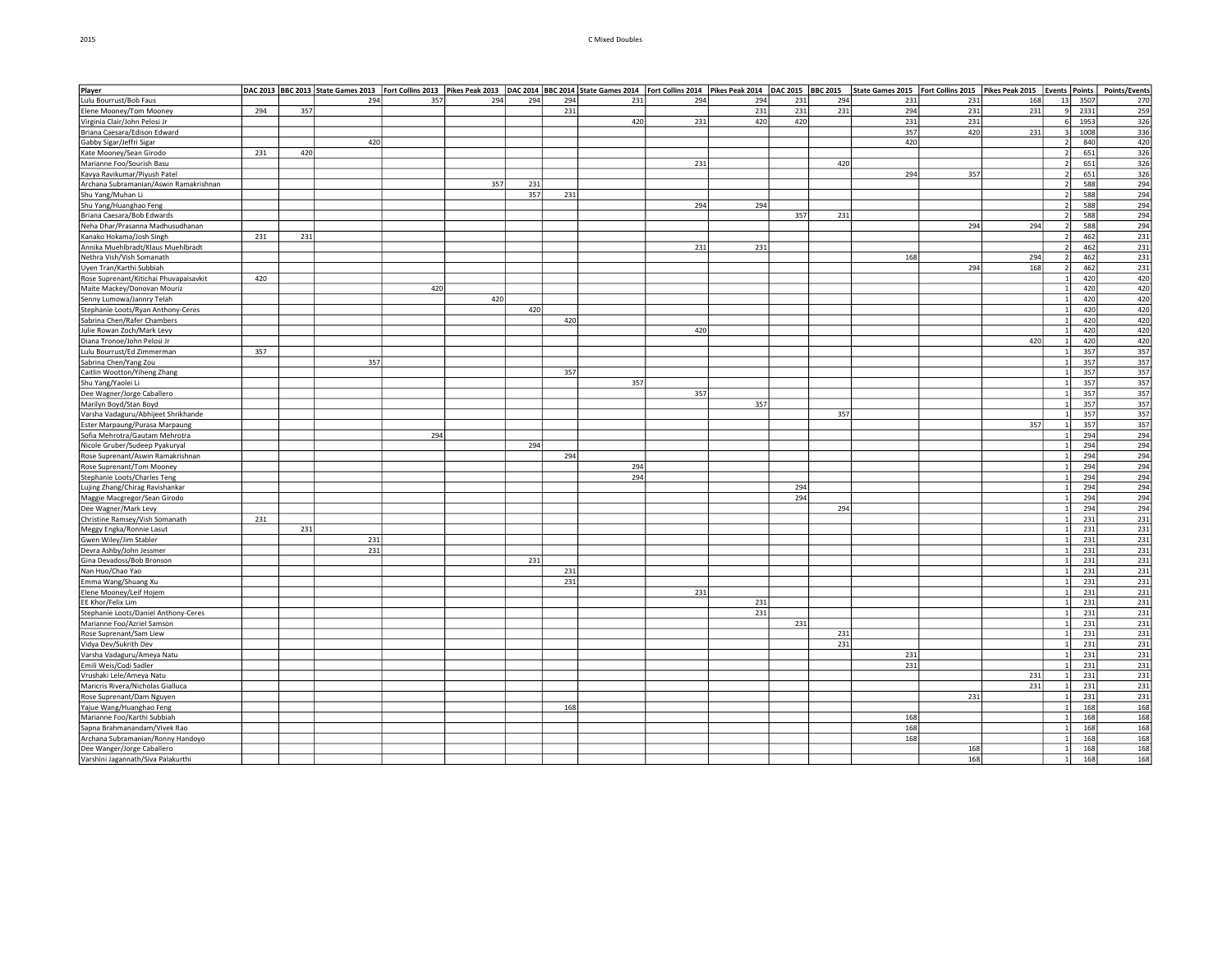# C Mixed Doubles

| Player | DAC 2013 | BBC 2013 | State Games 2013 | Fort Collins 2013 | Pikes Peak 2013 | DAC 2014 | BBC 2014 | State Games 2014 | Fort Collins 2014 | Pikes Peak 2014 | DAC 2015 | BBC 2015 | State Games 2015 | Fort Collins 2015 | Pikes Peak 2015 | Events | Points | Points/Events |
|---|---|---|---|---|---|---|---|---|---|---|---|---|---|---|---|---|---|---|
| Lulu Bourrust/Bob Faus | | | 294 | 357 | 294 | 294 | 294 | 231 | 294 | 294 | 231 | 294 | 231 | 231 | 168 | 13 | 3507 | 270 |
| Elene Mooney/Tom Mooney | 294 | 357 | | | | | 231 | | | 231 | 231 | 231 | 294 | 231 | 231 | 9 | 2331 | 259 |
| Virginia Clair/John Pelosi Jr | | | | | | | | 420 | 231 | 420 | 420 | | 231 | 231 | | 6 | 1953 | 326 |
| Briana Caesara/Edison Edward | | | | | | | | | | | | | 357 | 420 | 231 | 3 | 1008 | 336 |
| Gabby Sigar/Jeffri Sigar | | | 420 | | | | | | | | | | 420 | | | 2 | 840 | 420 |
| Kate Mooney/Sean Girodo | 231 | 420 | | | | | | | | | | | | | | 2 | 651 | 326 |
| Marianne Foo/Sourish Basu | | | | | | | | | 231 | | | 420 | | | | 2 | 651 | 326 |
| Kavya Ravikumar/Piyush Patel | | | | | | | | | | | | | 294 | 357 | | 2 | 651 | 326 |
| Archana Subramanian/Aswin Ramakrishnan | | | | | 357 | 231 | | | | | | | | | | 2 | 588 | 294 |
| Shu Yang/Muhan Li | | | | | | 357 | 231 | | | | | | | | | 2 | 588 | 294 |
| Shu Yang/Huanghao Feng | | | | | | | | | 294 | 294 | | | | | | 2 | 588 | 294 |
| Briana Caesara/Bob Edwards | | | | | | | | | | | 357 | 231 | | | | 2 | 588 | 294 |
| Neha Dhar/Prasanna Madhusudhanan | | | | | | | | | | | | | | 294 | 294 | 2 | 588 | 294 |
| Kanako Hokama/Josh Singh | 231 | 231 | | | | | | | | | | | | | | 2 | 462 | 231 |
| Annika Muehlbradt/Klaus Muehlbradt | | | | | | | | | 231 | 231 | | | | | | 2 | 462 | 231 |
| Nethra Vish/Vish Somanath | | | | | | | | | | | | | 168 | | 294 | 2 | 462 | 231 |
| Uyen Tran/Karthi Subbiah | | | | | | | | | | | | | | 294 | 168 | 2 | 462 | 231 |
| Rose Suprenant/Kitichai Phuvapaisavkit | 420 | | | | | | | | | | | | | | | 1 | 420 | 420 |
| Maite Mackey/Donovan Mouriz | | | | 420 | | | | | | | | | | | | 1 | 420 | 420 |
| Senny Lumowa/Janrry Telah | | | | | 420 | | | | | | | | | | | 1 | 420 | 420 |
| Stephanie Loots/Ryan Anthony-Ceres | | | | | | 420 | | | | | | | | | | 1 | 420 | 420 |
| Sabrina Chen/Rafer Chambers | | | | | | | 420 | | | | | | | | | 1 | 420 | 420 |
| Julie Rowan Zoch/Mark Levy | | | | | | | | | 420 | | | | | | | 1 | 420 | 420 |
| Diana Tronoe/John Pelosi Jr | | | | | | | | | | | | | | | 420 | 1 | 420 | 420 |
| Lulu Bourrust/Ed Zimmerman | 357 | | | | | | | | | | | | | | | 1 | 357 | 357 |
| Sabrina Chen/Yang Zou | | | 357 | | | | | | | | | | | | | 1 | 357 | 357 |
| Caitlin Wootton/Yiheng Zhang | | | | | | | 357 | | | | | | | | | 1 | 357 | 357 |
| Shu Yang/Yaolei Li | | | | | | | | 357 | | | | | | | | 1 | 357 | 357 |
| Dee Wagner/Jorge Caballero | | | | | | | | | 357 | | | | | | | 1 | 357 | 357 |
| Marilyn Boyd/Stan Boyd | | | | | | | | | | 357 | | | | | | 1 | 357 | 357 |
| Varsha Vadaguru/Abhijeet Shrikhande | | | | | | | | | | | | 357 | | | | 1 | 357 | 357 |
| Ester Marpaung/Purasa Marpaung | | | | | | | | | | | | | | | 357 | 1 | 357 | 357 |
| Sofia Mehrotra/Gautam Mehrotra | | | | 294 | | | | | | | | | | | | 1 | 294 | 294 |
| Nicole Gruber/Sudeep Pyakuryal | | | | | | 294 | | | | | | | | | | 1 | 294 | 294 |
| Rose Suprenant/Aswin Ramakrishnan | | | | | | | 294 | | | | | | | | | 1 | 294 | 294 |
| Rose Suprenant/Tom Mooney | | | | | | | | 294 | | | | | | | | 1 | 294 | 294 |
| Stephanie Loots/Charles Teng | | | | | | | | 294 | | | | | | | | 1 | 294 | 294 |
| Lujing Zhang/Chirag Ravishankar | | | | | | | | | | | 294 | | | | | 1 | 294 | 294 |
| Maggie Macgregor/Sean Girodo | | | | | | | | | | | 294 | | | | | 1 | 294 | 294 |
| Dee Wagner/Mark Levy | | | | | | | | | | | | 294 | | | | 1 | 294 | 294 |
| Christine Ramsey/Vish Somanath | 231 | | | | | | | | | | | | | | | 1 | 231 | 231 |
| Meggy Engka/Ronnie Lasut | | 231 | | | | | | | | | | | | | | 1 | 231 | 231 |
| Gwen Wiley/Jim Stabler | | | 231 | | | | | | | | | | | | | 1 | 231 | 231 |
| Devra Ashby/John Jessmer | | | 231 | | | | | | | | | | | | | 1 | 231 | 231 |
| Gina Devadoss/Bob Bronson | | | | | | 231 | | | | | | | | | | 1 | 231 | 231 |
| Nan Huo/Chao Yao | | | | | | | 231 | | | | | | | | | 1 | 231 | 231 |
| Emma Wang/Shuang Xu | | | | | | | 231 | | | | | | | | | 1 | 231 | 231 |
| Elene Mooney/Leif Hojem | | | | | | | | | 231 | | | | | | | 1 | 231 | 231 |
| EE Khor/Felix Lim | | | | | | | | | | 231 | | | | | | 1 | 231 | 231 |
| Stephanie Loots/Daniel Anthony-Ceres | | | | | | | | | | 231 | | | | | | 1 | 231 | 231 |
| Marianne Foo/Azriel Samson | | | | | | | | | | | 231 | | | | | 1 | 231 | 231 |
| Rose Suprenant/Sam Liew | | | | | | | | | | | | 231 | | | | 1 | 231 | 231 |
| Vidya Dev/Sukrith Dev | | | | | | | | | | | | 231 | | | | 1 | 231 | 231 |
| Varsha Vadaguru/Ameya Natu | | | | | | | | | | | | | 231 | | | 1 | 231 | 231 |
| Emili Weis/Codi Sadler | | | | | | | | | | | | | 231 | | | 1 | 231 | 231 |
| Vrushaki Lele/Ameya Natu | | | | | | | | | | | | | | | 231 | 1 | 231 | 231 |
| Maricris Rivera/Nicholas Gialluca | | | | | | | | | | | | | | | 231 | 1 | 231 | 231 |
| Rose Suprenant/Dam Nguyen | | | | | | | | | | | | | | 231 | | 1 | 231 | 231 |
| Yajue Wang/Huanghao Feng | | | | | | | 168 | | | | | | | | | 1 | 168 | 168 |
| Marianne Foo/Karthi Subbiah | | | | | | | | | | | | | 168 | | | 1 | 168 | 168 |
| Sapna Brahmanandam/Vivek Rao | | | | | | | | | | | | | 168 | | | 1 | 168 | 168 |
| Archana Subramanian/Ronny Handoyo | | | | | | | | | | | | | 168 | | | 1 | 168 | 168 |
| Dee Wanger/Jorge Caballero | | | | | | | | | | | | | | 168 | | 1 | 168 | 168 |
| Varshini Jagannath/Siva Palakurthi | | | | | | | | | | | | | | 168 | | 1 | 168 | 168 |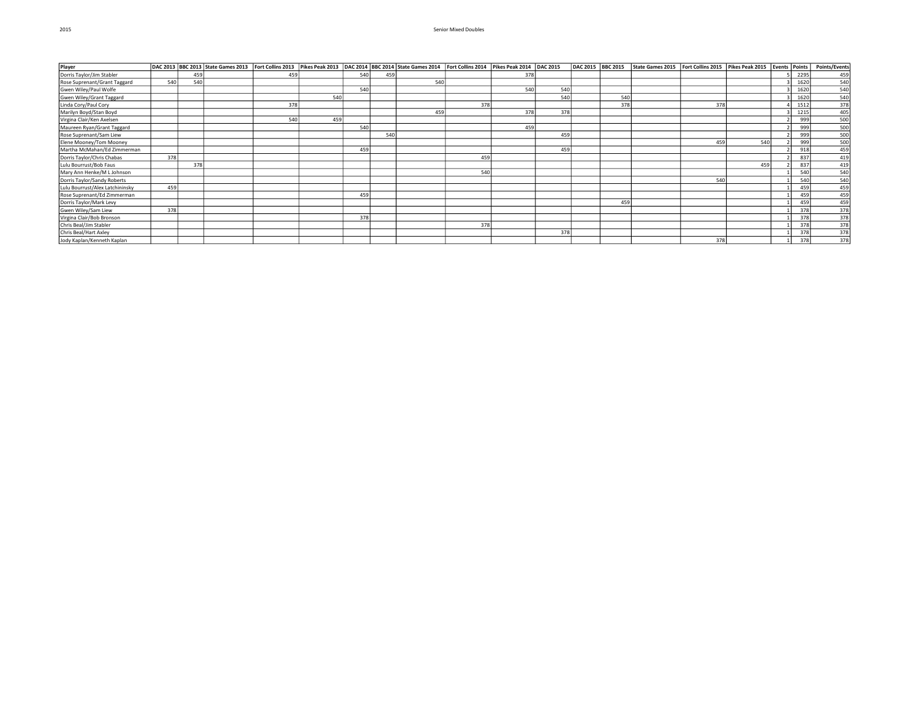2015

# Senior Mixed Doubles

| Player | DAC 2013 | BBC 2013 | State Games 2013 | Fort Collins 2013 | Pikes Peak 2013 | DAC 2014 | BBC 2014 | State Games 2014 | Fort Collins 2014 | Pikes Peak 2014 | DAC 2015 | DAC 2015 | BBC 2015 | State Games 2015 | Fort Collins 2015 | Pikes Peak 2015 | Events | Points | Points/Events |
|---|---|---|---|---|---|---|---|---|---|---|---|---|---|---|---|---|---|---|---|
| Dorris Taylor/Jim Stabler | | 459 | | 459 | | 540 | 459 | | | 378 | | | | | | | 5 | 2295 | 459 |
| Rose Suprenant/Grant Taggard | 540 | 540 | | | | | | 540 | | | | | | | | | 3 | 1620 | 540 |
| Gwen Wiley/Paul Wolfe | | | | | | 540 | | | | 540 | 540 | | | | | | 3 | 1620 | 540 |
| Gwen Wiley/Grant Taggard | | | | | 540 | | | | | | 540 | | 540 | | | | 3 | 1620 | 540 |
| Linda Cory/Paul Cory | | | | 378 | | | | | 378 | | | | 378 | | 378 | | 4 | 1512 | 378 |
| Marilyn Boyd/Stan Boyd | | | | | | | | 459 | | 378 | 378 | | | | | | 3 | 1215 | 405 |
| Virgina Clair/Ken Axelsen | | | | 540 | 459 | | | | | | | | | | | | 2 | 999 | 500 |
| Maureen Ryan/Grant Taggard | | | | | | 540 | | | | 459 | | | | | | | 2 | 999 | 500 |
| Rose Suprenant/Sam Liew | | | | | | | 540 | | | | 459 | | | | | | 2 | 999 | 500 |
| Elene Mooney/Tom Mooney | | | | | | | | | | | | | | | 459 | 540 | 2 | 999 | 500 |
| Martha McMahan/Ed Zimmerman | | | | | | 459 | | | | | 459 | | | | | | 2 | 918 | 459 |
| Dorris Taylor/Chris Chabas | 378 | | | | | | | | 459 | | | | | | | | 2 | 837 | 419 |
| Lulu Bourrust/Bob Faus | | 378 | | | | | | | | | | | | | | 459 | 2 | 837 | 419 |
| Mary Ann Henke/M L Johnson | | | | | | | | | 540 | | | | | | | | 1 | 540 | 540 |
| Dorris Taylor/Sandy Roberts | | | | | | | | | | | | | | | 540 | | 1 | 540 | 540 |
| Lulu Bourrust/Alex Latchininsky | 459 | | | | | | | | | | | | | | | | 1 | 459 | 459 |
| Rose Suprenant/Ed Zimmerman | | | | | | 459 | | | | | | | | | | | 1 | 459 | 459 |
| Dorris Taylor/Mark Levy | | | | | | | | | | | | | 459 | | | | 1 | 459 | 459 |
| Gwen Wiley/Sam Liew | 378 | | | | | | | | | | | | | | | | 1 | 378 | 378 |
| Virgina Clair/Bob Bronson | | | | | | 378 | | | | | | | | | | | 1 | 378 | 378 |
| Chris Beal/Jim Stabler | | | | | | | | | 378 | | | | | | | | 1 | 378 | 378 |
| Chris Beal/Hart Axley | | | | | | | | | | | 378 | | | | | | 1 | 378 | 378 |
| Jody Kaplan/Kenneth Kaplan | | | | | | | | | | | | | | | 378 | | 1 | 378 | 378 |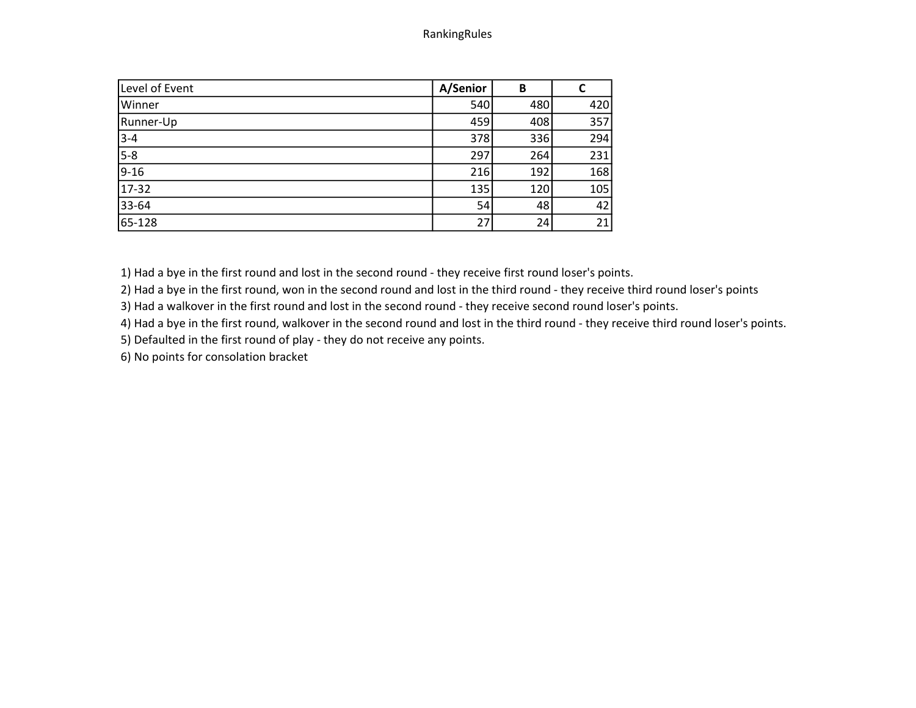RankingRules

| Level of Event | **A/Senior** | **B** | **C** |
|---|---|---|---|
| Winner | 540 | 480 | 420 |
| Runner-Up | 459 | 408 | 357 |
| 3-4 | 378 | 336 | 294 |
| 5-8 | 297 | 264 | 231 |
| 9-16 | 216 | 192 | 168 |
| 17-32 | 135 | 120 | 105 |
| 33-64 | 54 | 48 | 42 |
| 65-128 | 27 | 24 | 21 |

1) Had a bye in the first round and lost in the second round - they receive first round loser's points.
2) Had a bye in the first round, won in the second round and lost in the third round - they receive third round loser's points
3) Had a walkover in the first round and lost in the second round - they receive second round loser's points.
4) Had a bye in the first round, walkover in the second round and lost in the third round - they receive third round loser's points.
5) Defaulted in the first round of play - they do not receive any points.
6) No points for consolation bracket